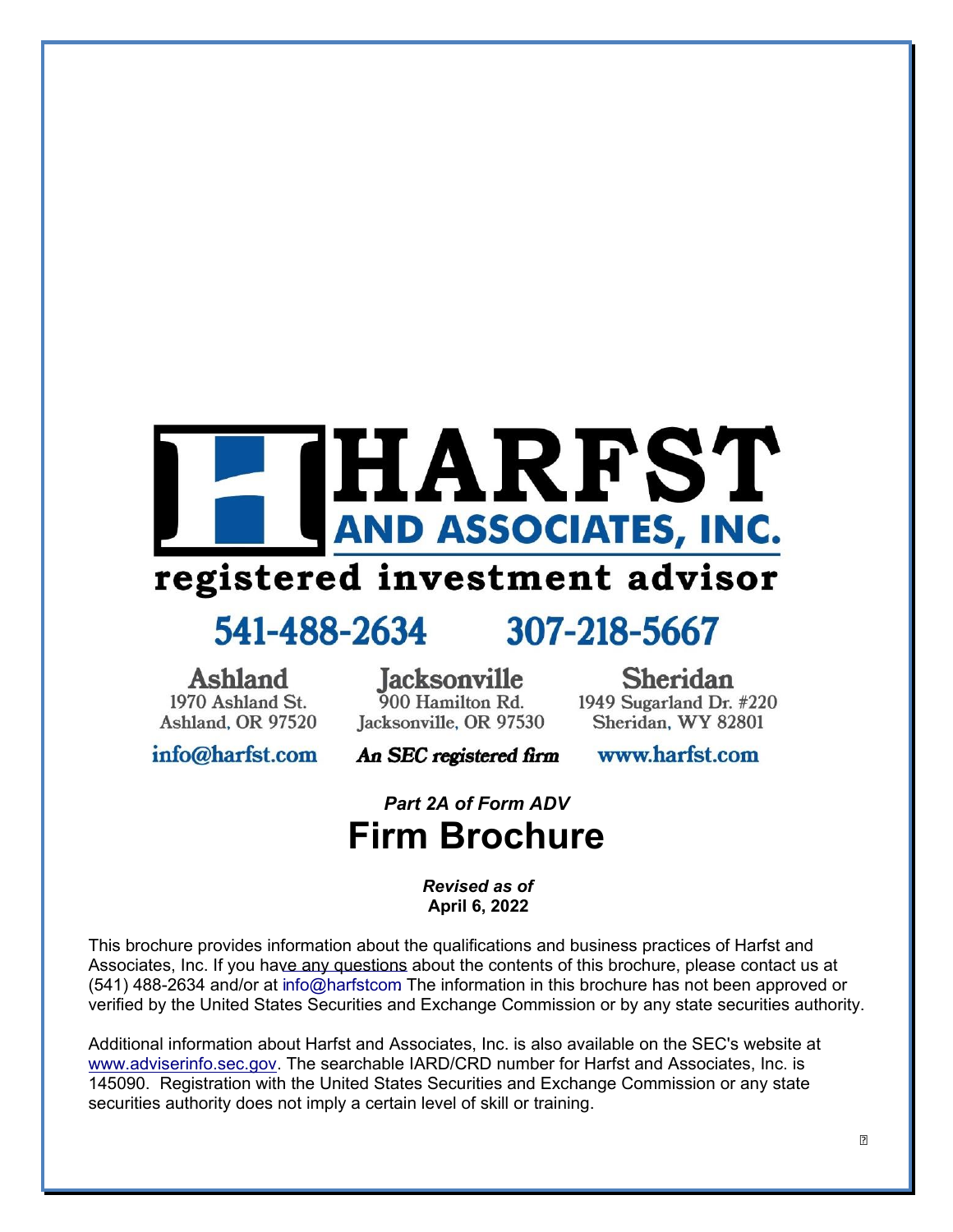# HARFST AND ASSOCIATES, INC.

registered investment advisor

541-488-2634 307-218-5667

**Ashland**
1970 Ashland St.
Ashland, OR 97520

**Jacksonville**
900 Hamilton Rd.
Jacksonville, OR 97530

**Sheridan**
1949 Sugarland Dr. #220
Sheridan, WY 82801

info@harfst.com *An SEC registered firm* www.harfst.com

*Part 2A of Form ADV*

# Firm Brochure

***Revised as of***
**April 6, 2022**

This brochure provides information about the qualifications and business practices of Harfst and Associates, Inc. If you have any questions about the contents of this brochure, please contact us at (541) 488-2634 and/or at info@harfstcom The information in this brochure has not been approved or verified by the United States Securities and Exchange Commission or by any state securities authority.

Additional information about Harfst and Associates, Inc. is also available on the SEC's website at www.adviserinfo.sec.gov. The searchable IARD/CRD number for Harfst and Associates, Inc. is 145090. Registration with the United States Securities and Exchange Commission or any state securities authority does not imply a certain level of skill or training.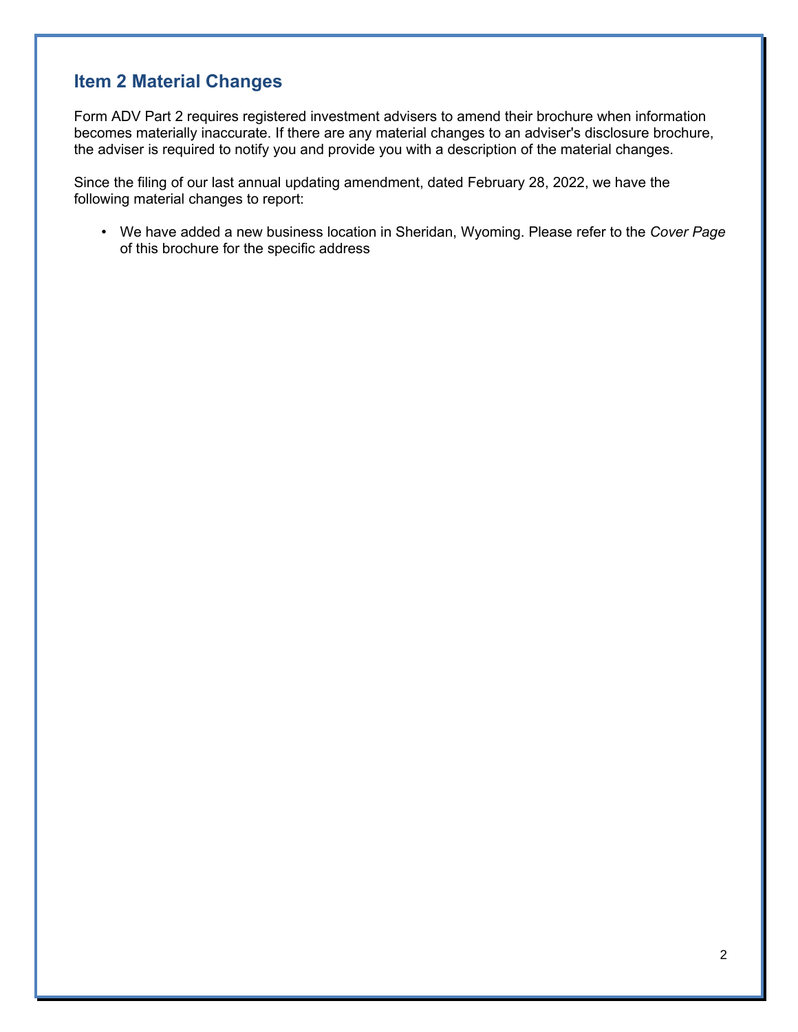## Item 2 Material Changes

Form ADV Part 2 requires registered investment advisers to amend their brochure when information becomes materially inaccurate. If there are any material changes to an adviser's disclosure brochure, the adviser is required to notify you and provide you with a description of the material changes.

Since the filing of our last annual updating amendment, dated February 28, 2022, we have the following material changes to report:

- We have added a new business location in Sheridan, Wyoming. Please refer to the *Cover Page* of this brochure for the specific address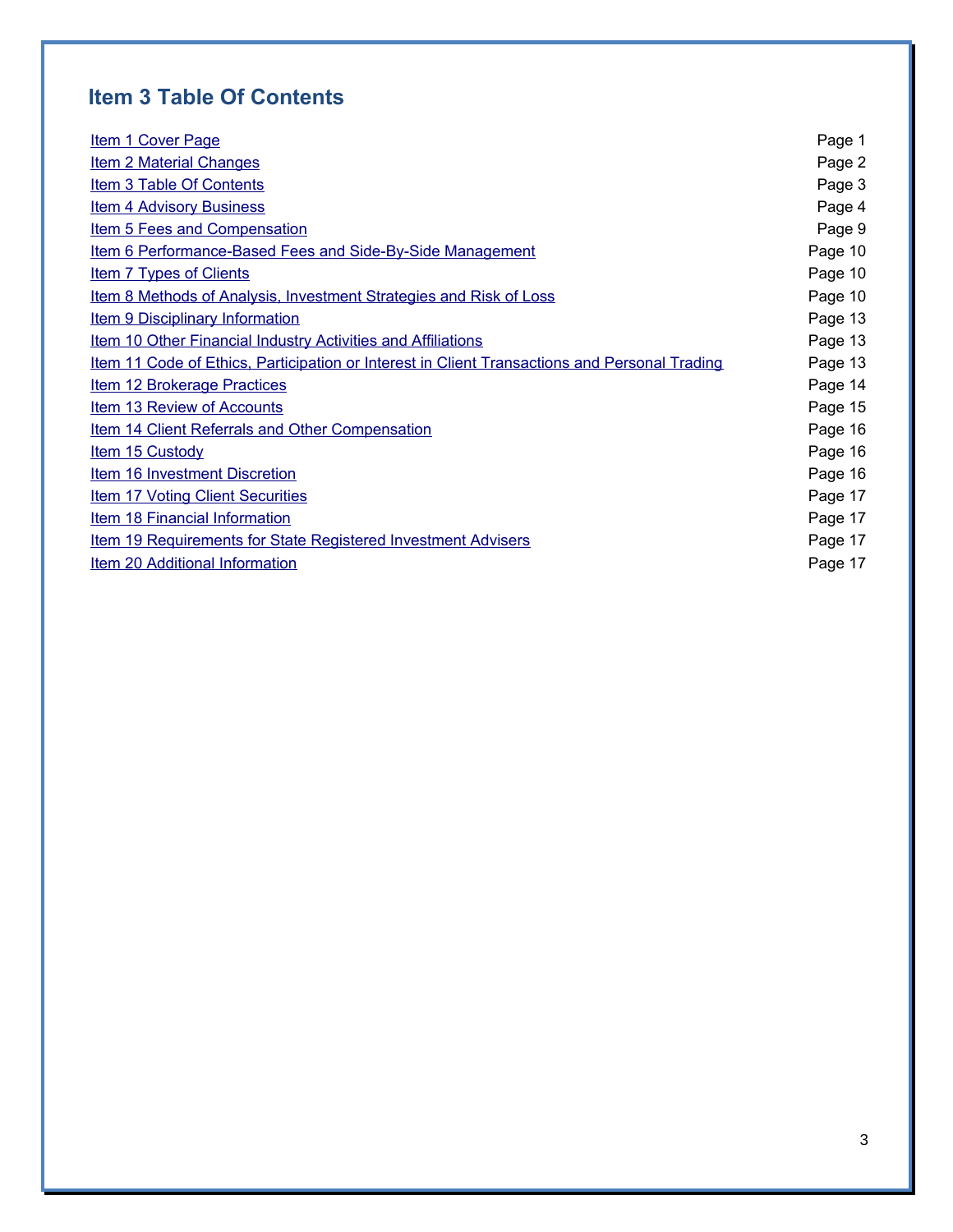## Item 3 Table Of Contents

| | |
|---|---|
| Item 1 Cover Page | Page 1 |
| Item 2 Material Changes | Page 2 |
| Item 3 Table Of Contents | Page 3 |
| Item 4 Advisory Business | Page 4 |
| Item 5 Fees and Compensation | Page 9 |
| Item 6 Performance-Based Fees and Side-By-Side Management | Page 10 |
| Item 7 Types of Clients | Page 10 |
| Item 8 Methods of Analysis, Investment Strategies and Risk of Loss | Page 10 |
| Item 9 Disciplinary Information | Page 13 |
| Item 10 Other Financial Industry Activities and Affiliations | Page 13 |
| Item 11 Code of Ethics, Participation or Interest in Client Transactions and Personal Trading | Page 13 |
| Item 12 Brokerage Practices | Page 14 |
| Item 13 Review of Accounts | Page 15 |
| Item 14 Client Referrals and Other Compensation | Page 16 |
| Item 15 Custody | Page 16 |
| Item 16 Investment Discretion | Page 16 |
| Item 17 Voting Client Securities | Page 17 |
| Item 18 Financial Information | Page 17 |
| Item 19 Requirements for State Registered Investment Advisers | Page 17 |
| Item 20 Additional Information | Page 17 |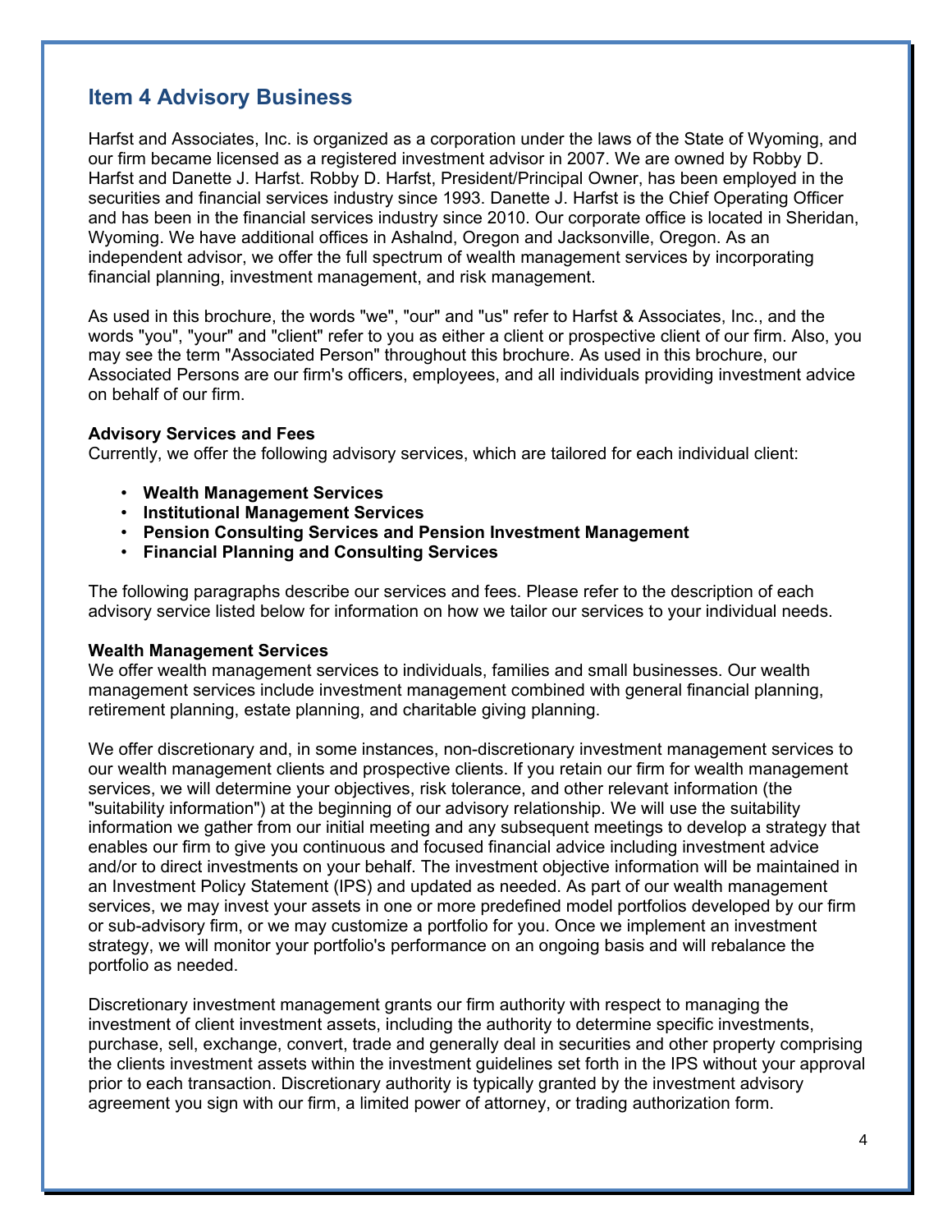## Item 4 Advisory Business

Harfst and Associates, Inc. is organized as a corporation under the laws of the State of Wyoming, and our firm became licensed as a registered investment advisor in 2007. We are owned by Robby D. Harfst and Danette J. Harfst. Robby D. Harfst, President/Principal Owner, has been employed in the securities and financial services industry since 1993. Danette J. Harfst is the Chief Operating Officer and has been in the financial services industry since 2010. Our corporate office is located in Sheridan, Wyoming. We have additional offices in Ashalnd, Oregon and Jacksonville, Oregon. As an independent advisor, we offer the full spectrum of wealth management services by incorporating financial planning, investment management, and risk management.

As used in this brochure, the words "we", "our" and "us" refer to Harfst & Associates, Inc., and the words "you", "your" and "client" refer to you as either a client or prospective client of our firm. Also, you may see the term "Associated Person" throughout this brochure. As used in this brochure, our Associated Persons are our firm's officers, employees, and all individuals providing investment advice on behalf of our firm.

**Advisory Services and Fees**
Currently, we offer the following advisory services, which are tailored for each individual client:

- **Wealth Management Services**
- **Institutional Management Services**
- **Pension Consulting Services and Pension Investment Management**
- **Financial Planning and Consulting Services**

The following paragraphs describe our services and fees. Please refer to the description of each advisory service listed below for information on how we tailor our services to your individual needs.

**Wealth Management Services**
We offer wealth management services to individuals, families and small businesses. Our wealth management services include investment management combined with general financial planning, retirement planning, estate planning, and charitable giving planning.

We offer discretionary and, in some instances, non-discretionary investment management services to our wealth management clients and prospective clients. If you retain our firm for wealth management services, we will determine your objectives, risk tolerance, and other relevant information (the "suitability information") at the beginning of our advisory relationship. We will use the suitability information we gather from our initial meeting and any subsequent meetings to develop a strategy that enables our firm to give you continuous and focused financial advice including investment advice and/or to direct investments on your behalf. The investment objective information will be maintained in an Investment Policy Statement (IPS) and updated as needed. As part of our wealth management services, we may invest your assets in one or more predefined model portfolios developed by our firm or sub-advisory firm, or we may customize a portfolio for you. Once we implement an investment strategy, we will monitor your portfolio's performance on an ongoing basis and will rebalance the portfolio as needed.

Discretionary investment management grants our firm authority with respect to managing the investment of client investment assets, including the authority to determine specific investments, purchase, sell, exchange, convert, trade and generally deal in securities and other property comprising the clients investment assets within the investment guidelines set forth in the IPS without your approval prior to each transaction. Discretionary authority is typically granted by the investment advisory agreement you sign with our firm, a limited power of attorney, or trading authorization form.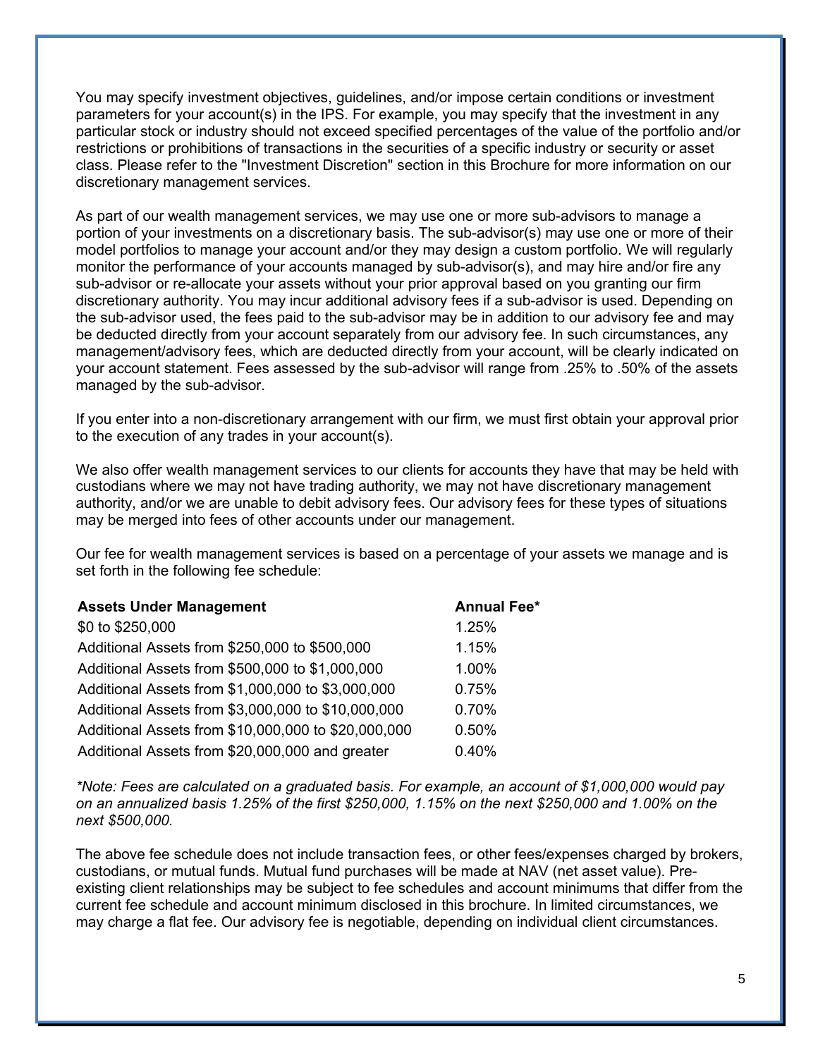You may specify investment objectives, guidelines, and/or impose certain conditions or investment parameters for your account(s) in the IPS. For example, you may specify that the investment in any particular stock or industry should not exceed specified percentages of the value of the portfolio and/or restrictions or prohibitions of transactions in the securities of a specific industry or security or asset class. Please refer to the "Investment Discretion" section in this Brochure for more information on our discretionary management services.

As part of our wealth management services, we may use one or more sub-advisors to manage a portion of your investments on a discretionary basis. The sub-advisor(s) may use one or more of their model portfolios to manage your account and/or they may design a custom portfolio. We will regularly monitor the performance of your accounts managed by sub-advisor(s), and may hire and/or fire any sub-advisor or re-allocate your assets without your prior approval based on you granting our firm discretionary authority. You may incur additional advisory fees if a sub-advisor is used. Depending on the sub-advisor used, the fees paid to the sub-advisor may be in addition to our advisory fee and may be deducted directly from your account separately from our advisory fee. In such circumstances, any management/advisory fees, which are deducted directly from your account, will be clearly indicated on your account statement. Fees assessed by the sub-advisor will range from .25% to .50% of the assets managed by the sub-advisor.

If you enter into a non-discretionary arrangement with our firm, we must first obtain your approval prior to the execution of any trades in your account(s).

We also offer wealth management services to our clients for accounts they have that may be held with custodians where we may not have trading authority, we may not have discretionary management authority, and/or we are unable to debit advisory fees. Our advisory fees for these types of situations may be merged into fees of other accounts under our management.

Our fee for wealth management services is based on a percentage of your assets we manage and is set forth in the following fee schedule:

| Assets Under Management | Annual Fee* |
|---|---|
| $0 to $250,000 | 1.25% |
| Additional Assets from $250,000 to $500,000 | 1.15% |
| Additional Assets from $500,000 to $1,000,000 | 1.00% |
| Additional Assets from $1,000,000 to $3,000,000 | 0.75% |
| Additional Assets from $3,000,000 to $10,000,000 | 0.70% |
| Additional Assets from $10,000,000 to $20,000,000 | 0.50% |
| Additional Assets from $20,000,000 and greater | 0.40% |

*\*Note: Fees are calculated on a graduated basis. For example, an account of $1,000,000 would pay on an annualized basis 1.25% of the first $250,000, 1.15% on the next $250,000 and 1.00% on the next $500,000.*

The above fee schedule does not include transaction fees, or other fees/expenses charged by brokers, custodians, or mutual funds. Mutual fund purchases will be made at NAV (net asset value). Pre-existing client relationships may be subject to fee schedules and account minimums that differ from the current fee schedule and account minimum disclosed in this brochure. In limited circumstances, we may charge a flat fee. Our advisory fee is negotiable, depending on individual client circumstances.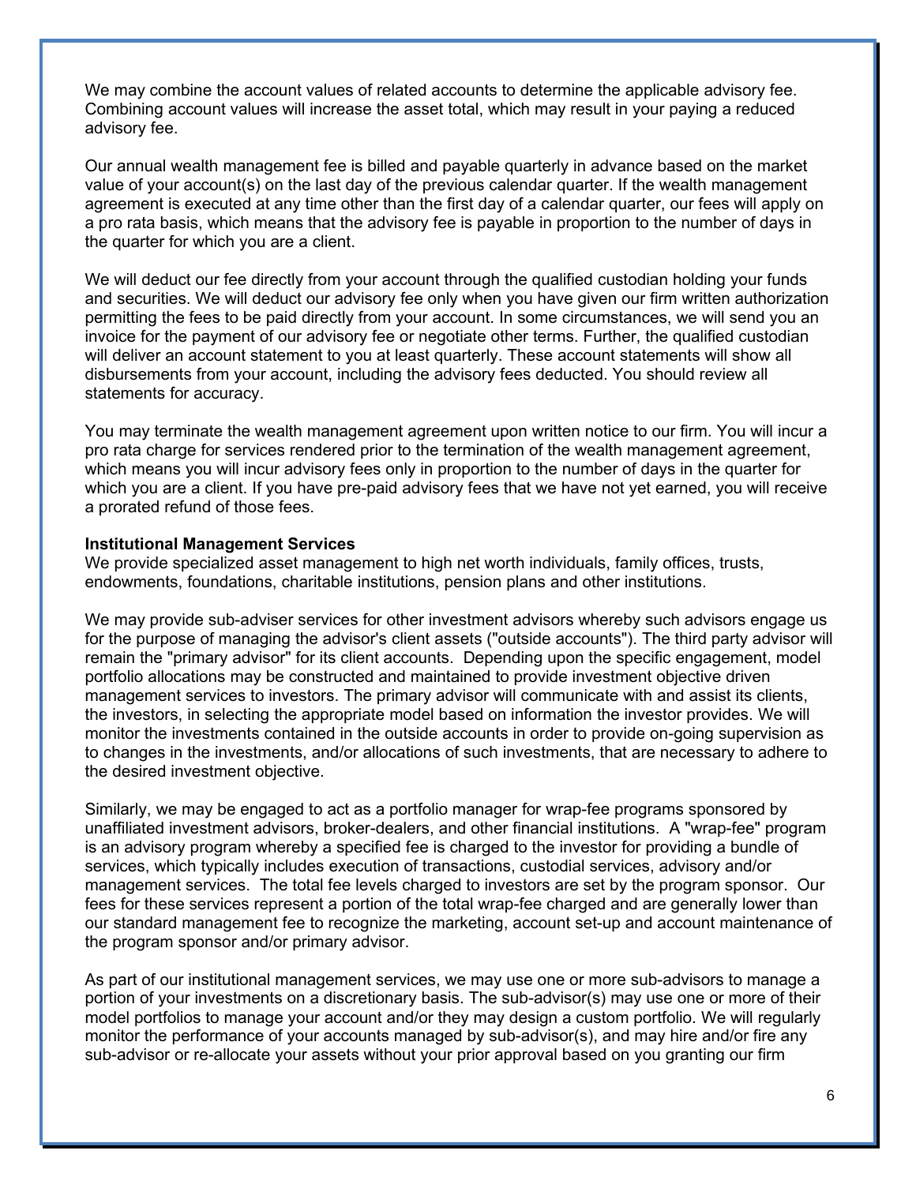We may combine the account values of related accounts to determine the applicable advisory fee. Combining account values will increase the asset total, which may result in your paying a reduced advisory fee.

Our annual wealth management fee is billed and payable quarterly in advance based on the market value of your account(s) on the last day of the previous calendar quarter. If the wealth management agreement is executed at any time other than the first day of a calendar quarter, our fees will apply on a pro rata basis, which means that the advisory fee is payable in proportion to the number of days in the quarter for which you are a client.

We will deduct our fee directly from your account through the qualified custodian holding your funds and securities. We will deduct our advisory fee only when you have given our firm written authorization permitting the fees to be paid directly from your account. In some circumstances, we will send you an invoice for the payment of our advisory fee or negotiate other terms. Further, the qualified custodian will deliver an account statement to you at least quarterly. These account statements will show all disbursements from your account, including the advisory fees deducted. You should review all statements for accuracy.

You may terminate the wealth management agreement upon written notice to our firm. You will incur a pro rata charge for services rendered prior to the termination of the wealth management agreement, which means you will incur advisory fees only in proportion to the number of days in the quarter for which you are a client. If you have pre-paid advisory fees that we have not yet earned, you will receive a prorated refund of those fees.

**Institutional Management Services**

We provide specialized asset management to high net worth individuals, family offices, trusts, endowments, foundations, charitable institutions, pension plans and other institutions.

We may provide sub-adviser services for other investment advisors whereby such advisors engage us for the purpose of managing the advisor's client assets ("outside accounts"). The third party advisor will remain the "primary advisor" for its client accounts. Depending upon the specific engagement, model portfolio allocations may be constructed and maintained to provide investment objective driven management services to investors. The primary advisor will communicate with and assist its clients, the investors, in selecting the appropriate model based on information the investor provides. We will monitor the investments contained in the outside accounts in order to provide on-going supervision as to changes in the investments, and/or allocations of such investments, that are necessary to adhere to the desired investment objective.

Similarly, we may be engaged to act as a portfolio manager for wrap-fee programs sponsored by unaffiliated investment advisors, broker-dealers, and other financial institutions. A "wrap-fee" program is an advisory program whereby a specified fee is charged to the investor for providing a bundle of services, which typically includes execution of transactions, custodial services, advisory and/or management services. The total fee levels charged to investors are set by the program sponsor. Our fees for these services represent a portion of the total wrap-fee charged and are generally lower than our standard management fee to recognize the marketing, account set-up and account maintenance of the program sponsor and/or primary advisor.

As part of our institutional management services, we may use one or more sub-advisors to manage a portion of your investments on a discretionary basis. The sub-advisor(s) may use one or more of their model portfolios to manage your account and/or they may design a custom portfolio. We will regularly monitor the performance of your accounts managed by sub-advisor(s), and may hire and/or fire any sub-advisor or re-allocate your assets without your prior approval based on you granting our firm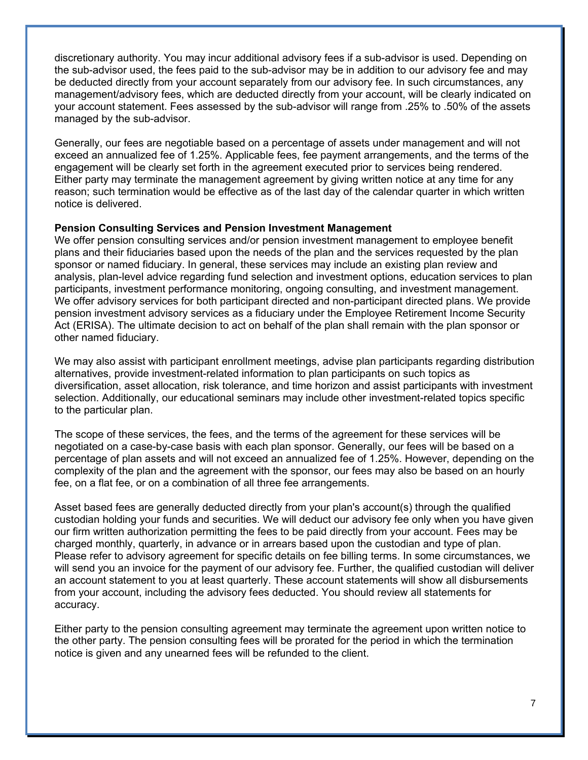discretionary authority. You may incur additional advisory fees if a sub-advisor is used. Depending on the sub-advisor used, the fees paid to the sub-advisor may be in addition to our advisory fee and may be deducted directly from your account separately from our advisory fee. In such circumstances, any management/advisory fees, which are deducted directly from your account, will be clearly indicated on your account statement. Fees assessed by the sub-advisor will range from .25% to .50% of the assets managed by the sub-advisor.

Generally, our fees are negotiable based on a percentage of assets under management and will not exceed an annualized fee of 1.25%. Applicable fees, fee payment arrangements, and the terms of the engagement will be clearly set forth in the agreement executed prior to services being rendered. Either party may terminate the management agreement by giving written notice at any time for any reason; such termination would be effective as of the last day of the calendar quarter in which written notice is delivered.

**Pension Consulting Services and Pension Investment Management**

We offer pension consulting services and/or pension investment management to employee benefit plans and their fiduciaries based upon the needs of the plan and the services requested by the plan sponsor or named fiduciary. In general, these services may include an existing plan review and analysis, plan-level advice regarding fund selection and investment options, education services to plan participants, investment performance monitoring, ongoing consulting, and investment management. We offer advisory services for both participant directed and non-participant directed plans. We provide pension investment advisory services as a fiduciary under the Employee Retirement Income Security Act (ERISA). The ultimate decision to act on behalf of the plan shall remain with the plan sponsor or other named fiduciary.

We may also assist with participant enrollment meetings, advise plan participants regarding distribution alternatives, provide investment-related information to plan participants on such topics as diversification, asset allocation, risk tolerance, and time horizon and assist participants with investment selection. Additionally, our educational seminars may include other investment-related topics specific to the particular plan.

The scope of these services, the fees, and the terms of the agreement for these services will be negotiated on a case-by-case basis with each plan sponsor. Generally, our fees will be based on a percentage of plan assets and will not exceed an annualized fee of 1.25%. However, depending on the complexity of the plan and the agreement with the sponsor, our fees may also be based on an hourly fee, on a flat fee, or on a combination of all three fee arrangements.

Asset based fees are generally deducted directly from your plan's account(s) through the qualified custodian holding your funds and securities. We will deduct our advisory fee only when you have given our firm written authorization permitting the fees to be paid directly from your account. Fees may be charged monthly, quarterly, in advance or in arrears based upon the custodian and type of plan. Please refer to advisory agreement for specific details on fee billing terms. In some circumstances, we will send you an invoice for the payment of our advisory fee. Further, the qualified custodian will deliver an account statement to you at least quarterly. These account statements will show all disbursements from your account, including the advisory fees deducted. You should review all statements for accuracy.

Either party to the pension consulting agreement may terminate the agreement upon written notice to the other party. The pension consulting fees will be prorated for the period in which the termination notice is given and any unearned fees will be refunded to the client.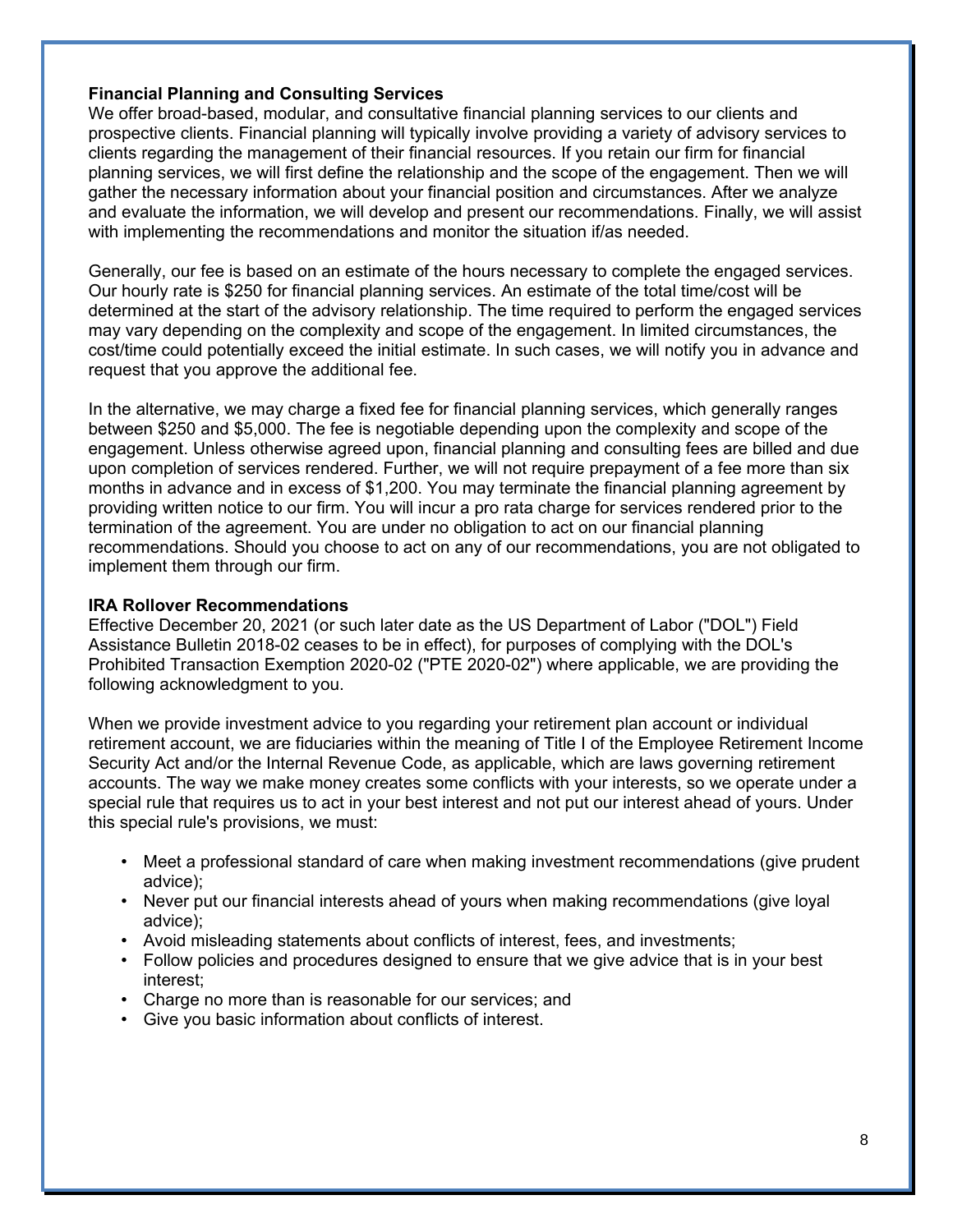**Financial Planning and Consulting Services**

We offer broad-based, modular, and consultative financial planning services to our clients and prospective clients. Financial planning will typically involve providing a variety of advisory services to clients regarding the management of their financial resources. If you retain our firm for financial planning services, we will first define the relationship and the scope of the engagement. Then we will gather the necessary information about your financial position and circumstances. After we analyze and evaluate the information, we will develop and present our recommendations. Finally, we will assist with implementing the recommendations and monitor the situation if/as needed.

Generally, our fee is based on an estimate of the hours necessary to complete the engaged services. Our hourly rate is $250 for financial planning services. An estimate of the total time/cost will be determined at the start of the advisory relationship. The time required to perform the engaged services may vary depending on the complexity and scope of the engagement. In limited circumstances, the cost/time could potentially exceed the initial estimate. In such cases, we will notify you in advance and request that you approve the additional fee.

In the alternative, we may charge a fixed fee for financial planning services, which generally ranges between $250 and $5,000. The fee is negotiable depending upon the complexity and scope of the engagement. Unless otherwise agreed upon, financial planning and consulting fees are billed and due upon completion of services rendered. Further, we will not require prepayment of a fee more than six months in advance and in excess of $1,200. You may terminate the financial planning agreement by providing written notice to our firm. You will incur a pro rata charge for services rendered prior to the termination of the agreement. You are under no obligation to act on our financial planning recommendations. Should you choose to act on any of our recommendations, you are not obligated to implement them through our firm.

**IRA Rollover Recommendations**

Effective December 20, 2021 (or such later date as the US Department of Labor ("DOL") Field Assistance Bulletin 2018-02 ceases to be in effect), for purposes of complying with the DOL's Prohibited Transaction Exemption 2020-02 ("PTE 2020-02") where applicable, we are providing the following acknowledgment to you.

When we provide investment advice to you regarding your retirement plan account or individual retirement account, we are fiduciaries within the meaning of Title I of the Employee Retirement Income Security Act and/or the Internal Revenue Code, as applicable, which are laws governing retirement accounts. The way we make money creates some conflicts with your interests, so we operate under a special rule that requires us to act in your best interest and not put our interest ahead of yours. Under this special rule's provisions, we must:

- Meet a professional standard of care when making investment recommendations (give prudent advice);
- Never put our financial interests ahead of yours when making recommendations (give loyal advice);
- Avoid misleading statements about conflicts of interest, fees, and investments;
- Follow policies and procedures designed to ensure that we give advice that is in your best interest;
- Charge no more than is reasonable for our services; and
- Give you basic information about conflicts of interest.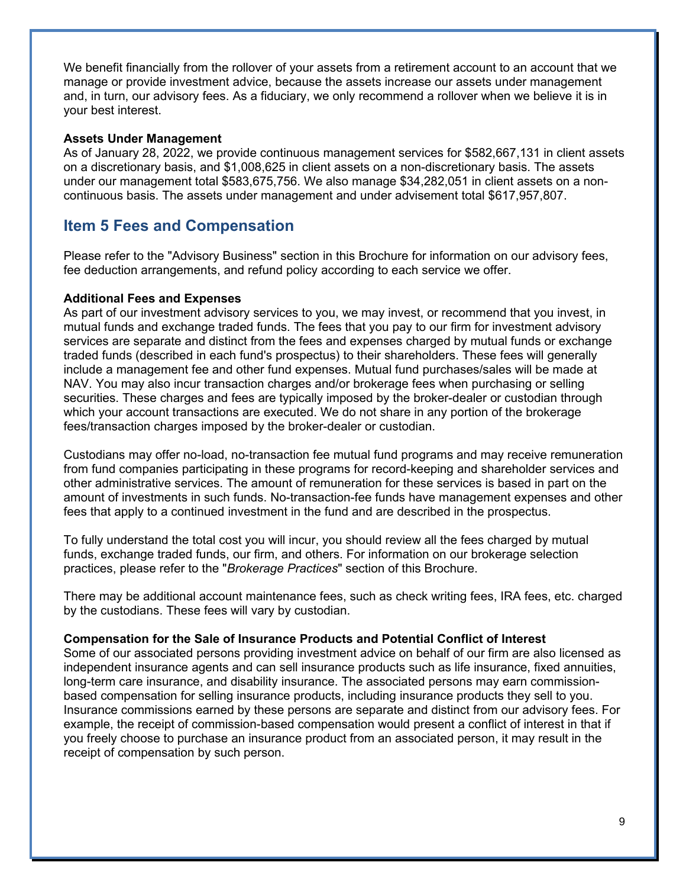We benefit financially from the rollover of your assets from a retirement account to an account that we manage or provide investment advice, because the assets increase our assets under management and, in turn, our advisory fees. As a fiduciary, we only recommend a rollover when we believe it is in your best interest.

**Assets Under Management**
As of January 28, 2022, we provide continuous management services for $582,667,131 in client assets on a discretionary basis, and $1,008,625 in client assets on a non-discretionary basis. The assets under our management total $583,675,756. We also manage $34,282,051 in client assets on a non-continuous basis. The assets under management and under advisement total $617,957,807.

## Item 5 Fees and Compensation

Please refer to the "Advisory Business" section in this Brochure for information on our advisory fees, fee deduction arrangements, and refund policy according to each service we offer.

**Additional Fees and Expenses**
As part of our investment advisory services to you, we may invest, or recommend that you invest, in mutual funds and exchange traded funds. The fees that you pay to our firm for investment advisory services are separate and distinct from the fees and expenses charged by mutual funds or exchange traded funds (described in each fund's prospectus) to their shareholders. These fees will generally include a management fee and other fund expenses. Mutual fund purchases/sales will be made at NAV. You may also incur transaction charges and/or brokerage fees when purchasing or selling securities. These charges and fees are typically imposed by the broker-dealer or custodian through which your account transactions are executed. We do not share in any portion of the brokerage fees/transaction charges imposed by the broker-dealer or custodian.

Custodians may offer no-load, no-transaction fee mutual fund programs and may receive remuneration from fund companies participating in these programs for record-keeping and shareholder services and other administrative services. The amount of remuneration for these services is based in part on the amount of investments in such funds. No-transaction-fee funds have management expenses and other fees that apply to a continued investment in the fund and are described in the prospectus.

To fully understand the total cost you will incur, you should review all the fees charged by mutual funds, exchange traded funds, our firm, and others. For information on our brokerage selection practices, please refer to the "*Brokerage Practices*" section of this Brochure.

There may be additional account maintenance fees, such as check writing fees, IRA fees, etc. charged by the custodians. These fees will vary by custodian.

**Compensation for the Sale of Insurance Products and Potential Conflict of Interest**
Some of our associated persons providing investment advice on behalf of our firm are also licensed as independent insurance agents and can sell insurance products such as life insurance, fixed annuities, long-term care insurance, and disability insurance. The associated persons may earn commission-based compensation for selling insurance products, including insurance products they sell to you. Insurance commissions earned by these persons are separate and distinct from our advisory fees. For example, the receipt of commission-based compensation would present a conflict of interest in that if you freely choose to purchase an insurance product from an associated person, it may result in the receipt of compensation by such person.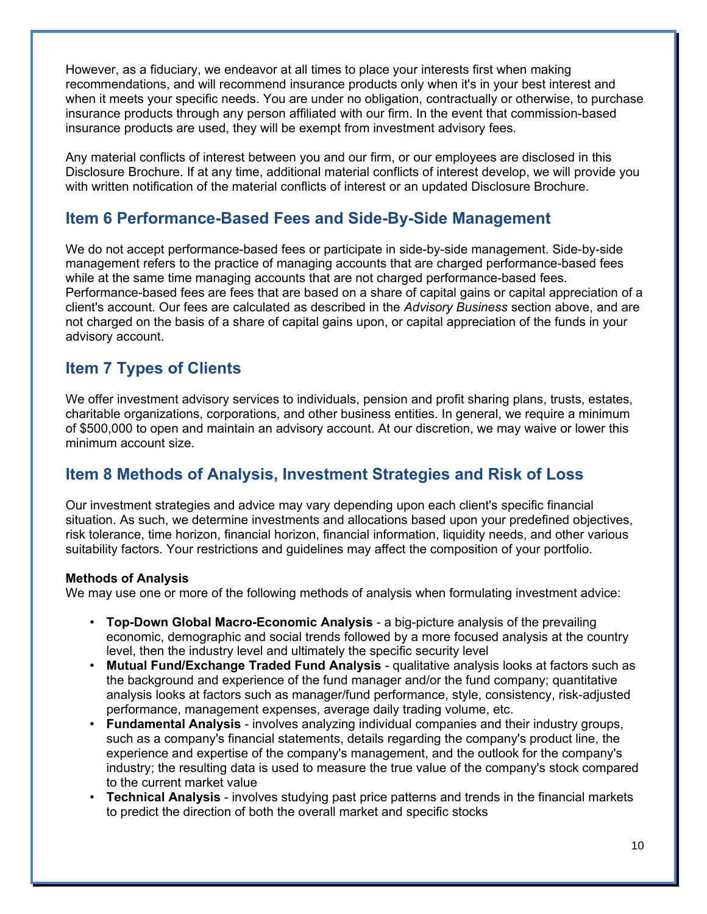However, as a fiduciary, we endeavor at all times to place your interests first when making recommendations, and will recommend insurance products only when it's in your best interest and when it meets your specific needs. You are under no obligation, contractually or otherwise, to purchase insurance products through any person affiliated with our firm. In the event that commission-based insurance products are used, they will be exempt from investment advisory fees.

Any material conflicts of interest between you and our firm, or our employees are disclosed in this Disclosure Brochure. If at any time, additional material conflicts of interest develop, we will provide you with written notification of the material conflicts of interest or an updated Disclosure Brochure.

## Item 6 Performance-Based Fees and Side-By-Side Management

We do not accept performance-based fees or participate in side-by-side management. Side-by-side management refers to the practice of managing accounts that are charged performance-based fees while at the same time managing accounts that are not charged performance-based fees. Performance-based fees are fees that are based on a share of capital gains or capital appreciation of a client's account. Our fees are calculated as described in the *Advisory Business* section above, and are not charged on the basis of a share of capital gains upon, or capital appreciation of the funds in your advisory account.

## Item 7 Types of Clients

We offer investment advisory services to individuals, pension and profit sharing plans, trusts, estates, charitable organizations, corporations, and other business entities. In general, we require a minimum of $500,000 to open and maintain an advisory account. At our discretion, we may waive or lower this minimum account size.

## Item 8 Methods of Analysis, Investment Strategies and Risk of Loss

Our investment strategies and advice may vary depending upon each client's specific financial situation. As such, we determine investments and allocations based upon your predefined objectives, risk tolerance, time horizon, financial horizon, financial information, liquidity needs, and other various suitability factors. Your restrictions and guidelines may affect the composition of your portfolio.

**Methods of Analysis**

We may use one or more of the following methods of analysis when formulating investment advice:

- **Top-Down Global Macro-Economic Analysis** - a big-picture analysis of the prevailing economic, demographic and social trends followed by a more focused analysis at the country level, then the industry level and ultimately the specific security level
- **Mutual Fund/Exchange Traded Fund Analysis** - qualitative analysis looks at factors such as the background and experience of the fund manager and/or the fund company; quantitative analysis looks at factors such as manager/fund performance, style, consistency, risk-adjusted performance, management expenses, average daily trading volume, etc.
- **Fundamental Analysis** - involves analyzing individual companies and their industry groups, such as a company's financial statements, details regarding the company's product line, the experience and expertise of the company's management, and the outlook for the company's industry; the resulting data is used to measure the true value of the company's stock compared to the current market value
- **Technical Analysis** - involves studying past price patterns and trends in the financial markets to predict the direction of both the overall market and specific stocks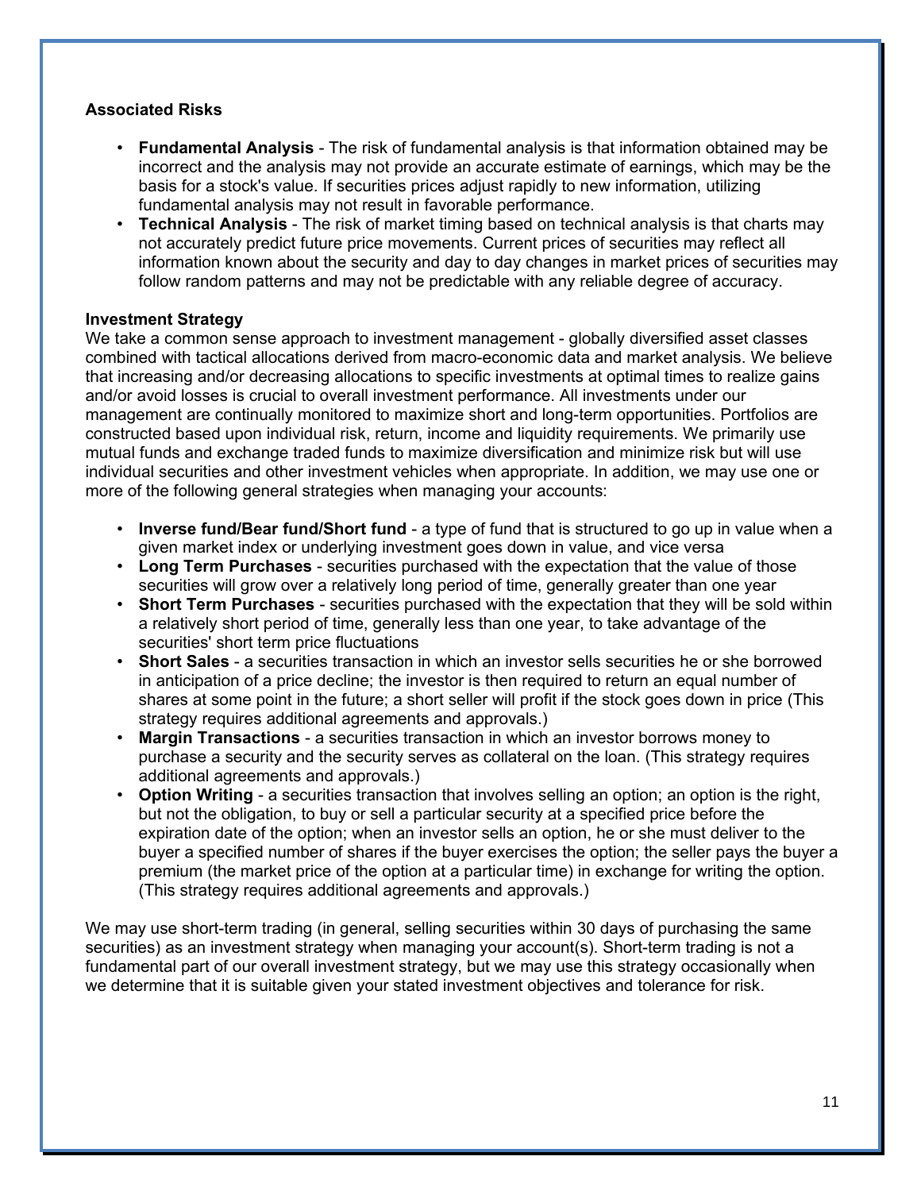**Associated Risks**

- **Fundamental Analysis** - The risk of fundamental analysis is that information obtained may be incorrect and the analysis may not provide an accurate estimate of earnings, which may be the basis for a stock's value. If securities prices adjust rapidly to new information, utilizing fundamental analysis may not result in favorable performance.
- **Technical Analysis** - The risk of market timing based on technical analysis is that charts may not accurately predict future price movements. Current prices of securities may reflect all information known about the security and day to day changes in market prices of securities may follow random patterns and may not be predictable with any reliable degree of accuracy.

**Investment Strategy**

We take a common sense approach to investment management - globally diversified asset classes combined with tactical allocations derived from macro-economic data and market analysis. We believe that increasing and/or decreasing allocations to specific investments at optimal times to realize gains and/or avoid losses is crucial to overall investment performance. All investments under our management are continually monitored to maximize short and long-term opportunities. Portfolios are constructed based upon individual risk, return, income and liquidity requirements. We primarily use mutual funds and exchange traded funds to maximize diversification and minimize risk but will use individual securities and other investment vehicles when appropriate. In addition, we may use one or more of the following general strategies when managing your accounts:

- **Inverse fund/Bear fund/Short fund** - a type of fund that is structured to go up in value when a given market index or underlying investment goes down in value, and vice versa
- **Long Term Purchases** - securities purchased with the expectation that the value of those securities will grow over a relatively long period of time, generally greater than one year
- **Short Term Purchases** - securities purchased with the expectation that they will be sold within a relatively short period of time, generally less than one year, to take advantage of the securities' short term price fluctuations
- **Short Sales** - a securities transaction in which an investor sells securities he or she borrowed in anticipation of a price decline; the investor is then required to return an equal number of shares at some point in the future; a short seller will profit if the stock goes down in price (This strategy requires additional agreements and approvals.)
- **Margin Transactions** - a securities transaction in which an investor borrows money to purchase a security and the security serves as collateral on the loan. (This strategy requires additional agreements and approvals.)
- **Option Writing** - a securities transaction that involves selling an option; an option is the right, but not the obligation, to buy or sell a particular security at a specified price before the expiration date of the option; when an investor sells an option, he or she must deliver to the buyer a specified number of shares if the buyer exercises the option; the seller pays the buyer a premium (the market price of the option at a particular time) in exchange for writing the option. (This strategy requires additional agreements and approvals.)

We may use short-term trading (in general, selling securities within 30 days of purchasing the same securities) as an investment strategy when managing your account(s). Short-term trading is not a fundamental part of our overall investment strategy, but we may use this strategy occasionally when we determine that it is suitable given your stated investment objectives and tolerance for risk.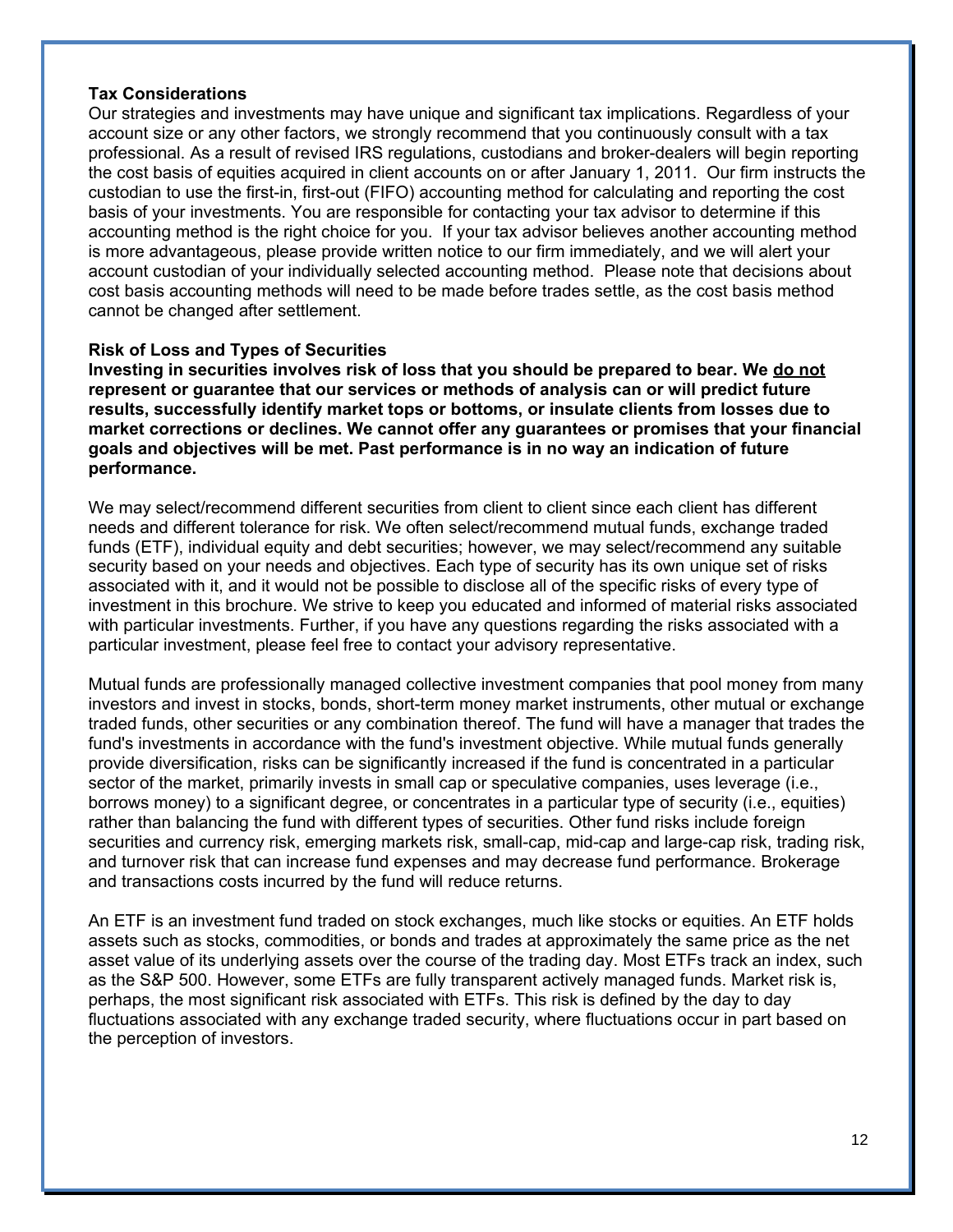### Tax Considerations

Our strategies and investments may have unique and significant tax implications. Regardless of your account size or any other factors, we strongly recommend that you continuously consult with a tax professional. As a result of revised IRS regulations, custodians and broker-dealers will begin reporting the cost basis of equities acquired in client accounts on or after January 1, 2011. Our firm instructs the custodian to use the first-in, first-out (FIFO) accounting method for calculating and reporting the cost basis of your investments. You are responsible for contacting your tax advisor to determine if this accounting method is the right choice for you. If your tax advisor believes another accounting method is more advantageous, please provide written notice to our firm immediately, and we will alert your account custodian of your individually selected accounting method. Please note that decisions about cost basis accounting methods will need to be made before trades settle, as the cost basis method cannot be changed after settlement.

### Risk of Loss and Types of Securities

**Investing in securities involves risk of loss that you should be prepared to bear. We <u>do not</u> represent or guarantee that our services or methods of analysis can or will predict future results, successfully identify market tops or bottoms, or insulate clients from losses due to market corrections or declines. We cannot offer any guarantees or promises that your financial goals and objectives will be met. Past performance is in no way an indication of future performance.**

We may select/recommend different securities from client to client since each client has different needs and different tolerance for risk. We often select/recommend mutual funds, exchange traded funds (ETF), individual equity and debt securities; however, we may select/recommend any suitable security based on your needs and objectives. Each type of security has its own unique set of risks associated with it, and it would not be possible to disclose all of the specific risks of every type of investment in this brochure. We strive to keep you educated and informed of material risks associated with particular investments. Further, if you have any questions regarding the risks associated with a particular investment, please feel free to contact your advisory representative.

Mutual funds are professionally managed collective investment companies that pool money from many investors and invest in stocks, bonds, short-term money market instruments, other mutual or exchange traded funds, other securities or any combination thereof. The fund will have a manager that trades the fund's investments in accordance with the fund's investment objective. While mutual funds generally provide diversification, risks can be significantly increased if the fund is concentrated in a particular sector of the market, primarily invests in small cap or speculative companies, uses leverage (i.e., borrows money) to a significant degree, or concentrates in a particular type of security (i.e., equities) rather than balancing the fund with different types of securities. Other fund risks include foreign securities and currency risk, emerging markets risk, small-cap, mid-cap and large-cap risk, trading risk, and turnover risk that can increase fund expenses and may decrease fund performance. Brokerage and transactions costs incurred by the fund will reduce returns.

An ETF is an investment fund traded on stock exchanges, much like stocks or equities. An ETF holds assets such as stocks, commodities, or bonds and trades at approximately the same price as the net asset value of its underlying assets over the course of the trading day. Most ETFs track an index, such as the S&P 500. However, some ETFs are fully transparent actively managed funds. Market risk is, perhaps, the most significant risk associated with ETFs. This risk is defined by the day to day fluctuations associated with any exchange traded security, where fluctuations occur in part based on the perception of investors.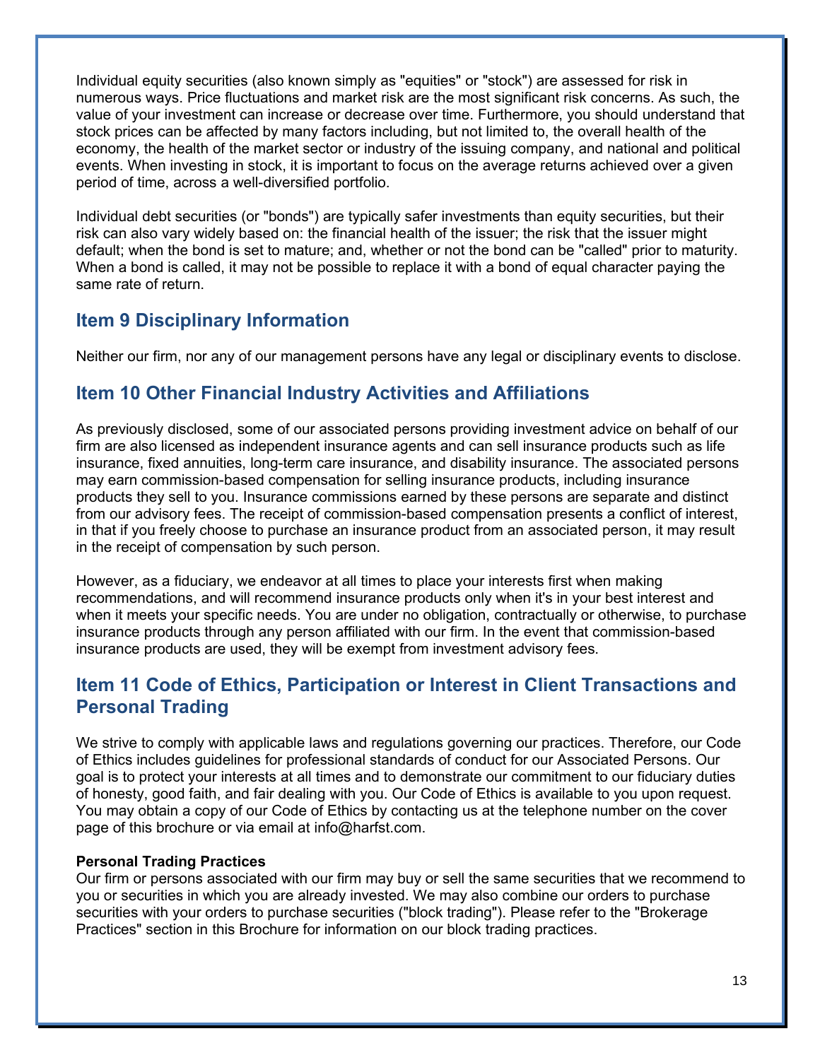Individual equity securities (also known simply as "equities" or "stock") are assessed for risk in numerous ways. Price fluctuations and market risk are the most significant risk concerns. As such, the value of your investment can increase or decrease over time. Furthermore, you should understand that stock prices can be affected by many factors including, but not limited to, the overall health of the economy, the health of the market sector or industry of the issuing company, and national and political events. When investing in stock, it is important to focus on the average returns achieved over a given period of time, across a well-diversified portfolio.

Individual debt securities (or "bonds") are typically safer investments than equity securities, but their risk can also vary widely based on: the financial health of the issuer; the risk that the issuer might default; when the bond is set to mature; and, whether or not the bond can be "called" prior to maturity. When a bond is called, it may not be possible to replace it with a bond of equal character paying the same rate of return.

## Item 9 Disciplinary Information

Neither our firm, nor any of our management persons have any legal or disciplinary events to disclose.

## Item 10 Other Financial Industry Activities and Affiliations

As previously disclosed, some of our associated persons providing investment advice on behalf of our firm are also licensed as independent insurance agents and can sell insurance products such as life insurance, fixed annuities, long-term care insurance, and disability insurance. The associated persons may earn commission-based compensation for selling insurance products, including insurance products they sell to you. Insurance commissions earned by these persons are separate and distinct from our advisory fees. The receipt of commission-based compensation presents a conflict of interest, in that if you freely choose to purchase an insurance product from an associated person, it may result in the receipt of compensation by such person.

However, as a fiduciary, we endeavor at all times to place your interests first when making recommendations, and will recommend insurance products only when it's in your best interest and when it meets your specific needs. You are under no obligation, contractually or otherwise, to purchase insurance products through any person affiliated with our firm. In the event that commission-based insurance products are used, they will be exempt from investment advisory fees.

## Item 11 Code of Ethics, Participation or Interest in Client Transactions and Personal Trading

We strive to comply with applicable laws and regulations governing our practices. Therefore, our Code of Ethics includes guidelines for professional standards of conduct for our Associated Persons. Our goal is to protect your interests at all times and to demonstrate our commitment to our fiduciary duties of honesty, good faith, and fair dealing with you. Our Code of Ethics is available to you upon request. You may obtain a copy of our Code of Ethics by contacting us at the telephone number on the cover page of this brochure or via email at info@harfst.com.

**Personal Trading Practices**

Our firm or persons associated with our firm may buy or sell the same securities that we recommend to you or securities in which you are already invested. We may also combine our orders to purchase securities with your orders to purchase securities ("block trading"). Please refer to the "Brokerage Practices" section in this Brochure for information on our block trading practices.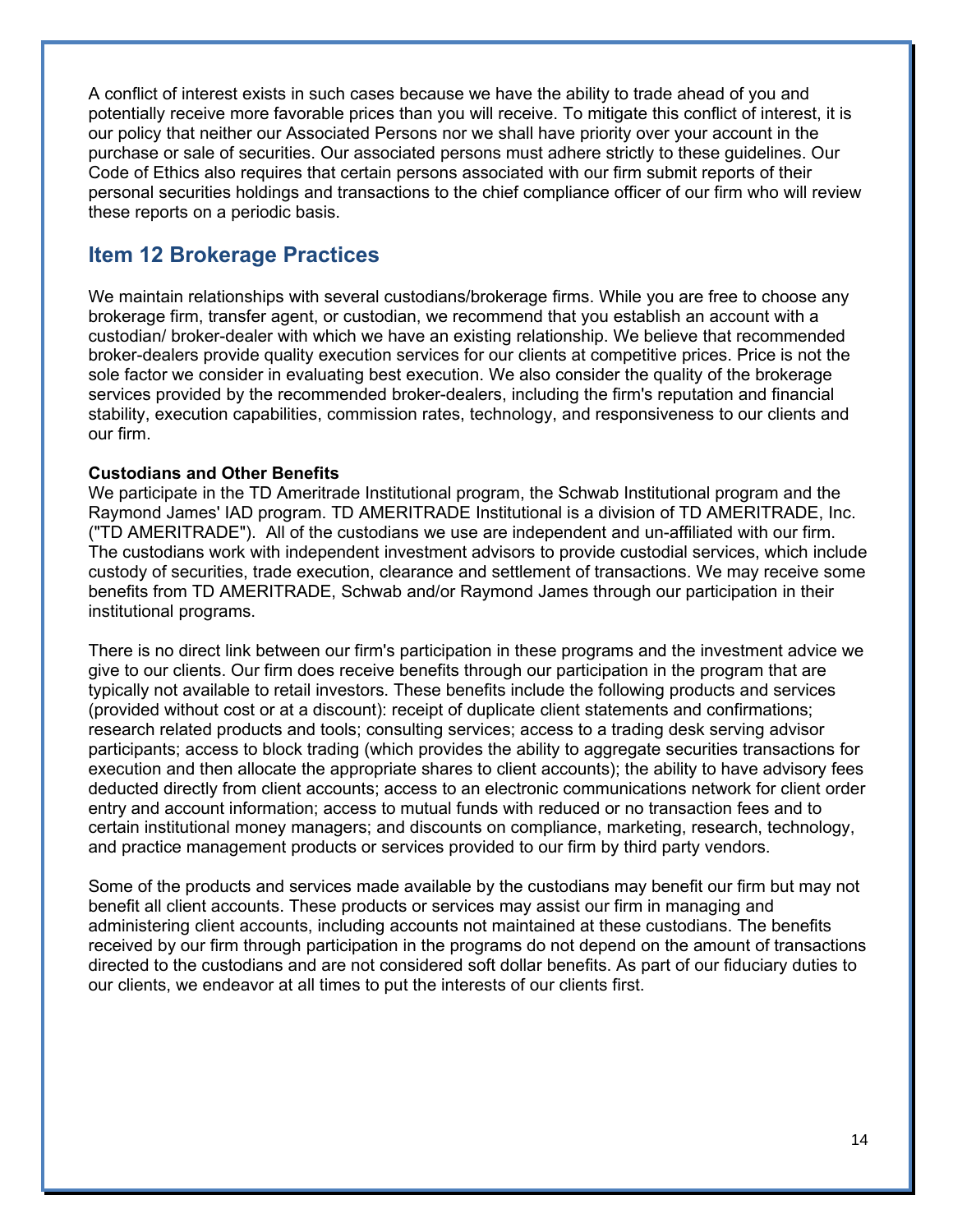A conflict of interest exists in such cases because we have the ability to trade ahead of you and potentially receive more favorable prices than you will receive. To mitigate this conflict of interest, it is our policy that neither our Associated Persons nor we shall have priority over your account in the purchase or sale of securities. Our associated persons must adhere strictly to these guidelines. Our Code of Ethics also requires that certain persons associated with our firm submit reports of their personal securities holdings and transactions to the chief compliance officer of our firm who will review these reports on a periodic basis.

## Item 12 Brokerage Practices

We maintain relationships with several custodians/brokerage firms. While you are free to choose any brokerage firm, transfer agent, or custodian, we recommend that you establish an account with a custodian/ broker-dealer with which we have an existing relationship. We believe that recommended broker-dealers provide quality execution services for our clients at competitive prices. Price is not the sole factor we consider in evaluating best execution. We also consider the quality of the brokerage services provided by the recommended broker-dealers, including the firm's reputation and financial stability, execution capabilities, commission rates, technology, and responsiveness to our clients and our firm.

**Custodians and Other Benefits**
We participate in the TD Ameritrade Institutional program, the Schwab Institutional program and the Raymond James' IAD program. TD AMERITRADE Institutional is a division of TD AMERITRADE, Inc. ("TD AMERITRADE"). All of the custodians we use are independent and un-affiliated with our firm. The custodians work with independent investment advisors to provide custodial services, which include custody of securities, trade execution, clearance and settlement of transactions. We may receive some benefits from TD AMERITRADE, Schwab and/or Raymond James through our participation in their institutional programs.

There is no direct link between our firm's participation in these programs and the investment advice we give to our clients. Our firm does receive benefits through our participation in the program that are typically not available to retail investors. These benefits include the following products and services (provided without cost or at a discount): receipt of duplicate client statements and confirmations; research related products and tools; consulting services; access to a trading desk serving advisor participants; access to block trading (which provides the ability to aggregate securities transactions for execution and then allocate the appropriate shares to client accounts); the ability to have advisory fees deducted directly from client accounts; access to an electronic communications network for client order entry and account information; access to mutual funds with reduced or no transaction fees and to certain institutional money managers; and discounts on compliance, marketing, research, technology, and practice management products or services provided to our firm by third party vendors.

Some of the products and services made available by the custodians may benefit our firm but may not benefit all client accounts. These products or services may assist our firm in managing and administering client accounts, including accounts not maintained at these custodians. The benefits received by our firm through participation in the programs do not depend on the amount of transactions directed to the custodians and are not considered soft dollar benefits. As part of our fiduciary duties to our clients, we endeavor at all times to put the interests of our clients first.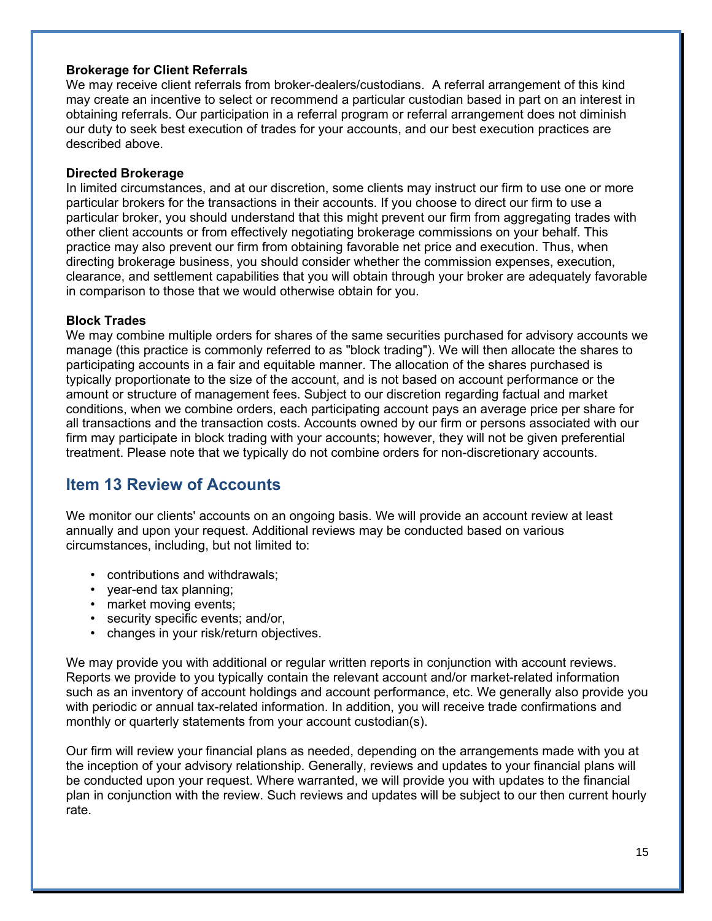**Brokerage for Client Referrals**

We may receive client referrals from broker-dealers/custodians. A referral arrangement of this kind may create an incentive to select or recommend a particular custodian based in part on an interest in obtaining referrals. Our participation in a referral program or referral arrangement does not diminish our duty to seek best execution of trades for your accounts, and our best execution practices are described above.

**Directed Brokerage**

In limited circumstances, and at our discretion, some clients may instruct our firm to use one or more particular brokers for the transactions in their accounts. If you choose to direct our firm to use a particular broker, you should understand that this might prevent our firm from aggregating trades with other client accounts or from effectively negotiating brokerage commissions on your behalf. This practice may also prevent our firm from obtaining favorable net price and execution. Thus, when directing brokerage business, you should consider whether the commission expenses, execution, clearance, and settlement capabilities that you will obtain through your broker are adequately favorable in comparison to those that we would otherwise obtain for you.

**Block Trades**

We may combine multiple orders for shares of the same securities purchased for advisory accounts we manage (this practice is commonly referred to as "block trading"). We will then allocate the shares to participating accounts in a fair and equitable manner. The allocation of the shares purchased is typically proportionate to the size of the account, and is not based on account performance or the amount or structure of management fees. Subject to our discretion regarding factual and market conditions, when we combine orders, each participating account pays an average price per share for all transactions and the transaction costs. Accounts owned by our firm or persons associated with our firm may participate in block trading with your accounts; however, they will not be given preferential treatment. Please note that we typically do not combine orders for non-discretionary accounts.

## Item 13 Review of Accounts

We monitor our clients' accounts on an ongoing basis. We will provide an account review at least annually and upon your request. Additional reviews may be conducted based on various circumstances, including, but not limited to:

- contributions and withdrawals;
- year-end tax planning;
- market moving events;
- security specific events; and/or,
- changes in your risk/return objectives.

We may provide you with additional or regular written reports in conjunction with account reviews. Reports we provide to you typically contain the relevant account and/or market-related information such as an inventory of account holdings and account performance, etc. We generally also provide you with periodic or annual tax-related information. In addition, you will receive trade confirmations and monthly or quarterly statements from your account custodian(s).

Our firm will review your financial plans as needed, depending on the arrangements made with you at the inception of your advisory relationship. Generally, reviews and updates to your financial plans will be conducted upon your request. Where warranted, we will provide you with updates to the financial plan in conjunction with the review. Such reviews and updates will be subject to our then current hourly rate.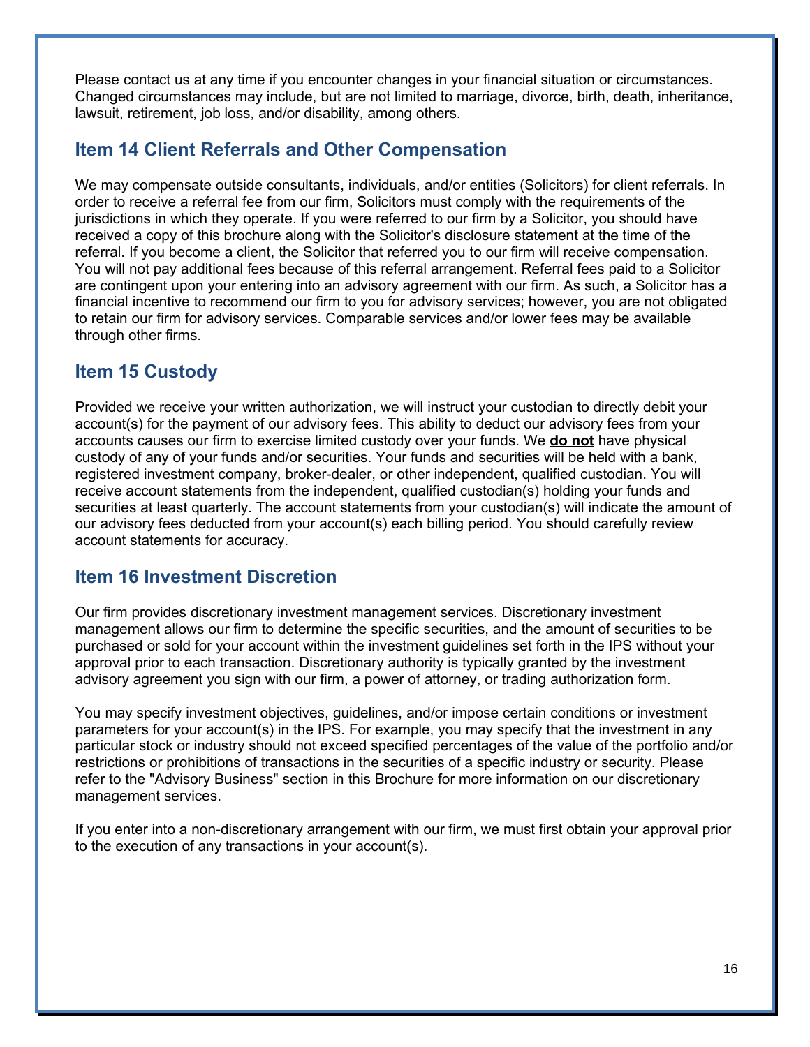Please contact us at any time if you encounter changes in your financial situation or circumstances. Changed circumstances may include, but are not limited to marriage, divorce, birth, death, inheritance, lawsuit, retirement, job loss, and/or disability, among others.

## Item 14 Client Referrals and Other Compensation

We may compensate outside consultants, individuals, and/or entities (Solicitors) for client referrals. In order to receive a referral fee from our firm, Solicitors must comply with the requirements of the jurisdictions in which they operate. If you were referred to our firm by a Solicitor, you should have received a copy of this brochure along with the Solicitor's disclosure statement at the time of the referral. If you become a client, the Solicitor that referred you to our firm will receive compensation. You will not pay additional fees because of this referral arrangement. Referral fees paid to a Solicitor are contingent upon your entering into an advisory agreement with our firm. As such, a Solicitor has a financial incentive to recommend our firm to you for advisory services; however, you are not obligated to retain our firm for advisory services. Comparable services and/or lower fees may be available through other firms.

## Item 15 Custody

Provided we receive your written authorization, we will instruct your custodian to directly debit your account(s) for the payment of our advisory fees. This ability to deduct our advisory fees from your accounts causes our firm to exercise limited custody over your funds. We **do not** have physical custody of any of your funds and/or securities. Your funds and securities will be held with a bank, registered investment company, broker-dealer, or other independent, qualified custodian. You will receive account statements from the independent, qualified custodian(s) holding your funds and securities at least quarterly. The account statements from your custodian(s) will indicate the amount of our advisory fees deducted from your account(s) each billing period. You should carefully review account statements for accuracy.

## Item 16 Investment Discretion

Our firm provides discretionary investment management services. Discretionary investment management allows our firm to determine the specific securities, and the amount of securities to be purchased or sold for your account within the investment guidelines set forth in the IPS without your approval prior to each transaction. Discretionary authority is typically granted by the investment advisory agreement you sign with our firm, a power of attorney, or trading authorization form.

You may specify investment objectives, guidelines, and/or impose certain conditions or investment parameters for your account(s) in the IPS. For example, you may specify that the investment in any particular stock or industry should not exceed specified percentages of the value of the portfolio and/or restrictions or prohibitions of transactions in the securities of a specific industry or security. Please refer to the "Advisory Business" section in this Brochure for more information on our discretionary management services.

If you enter into a non-discretionary arrangement with our firm, we must first obtain your approval prior to the execution of any transactions in your account(s).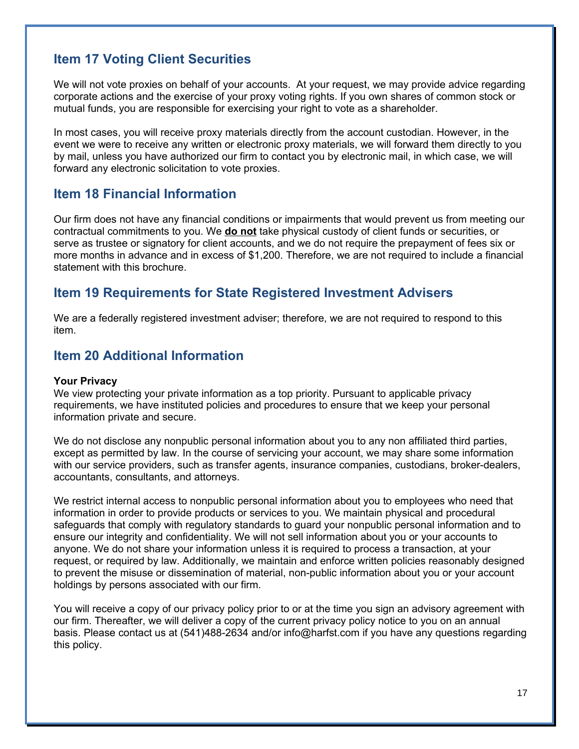## Item 17 Voting Client Securities

We will not vote proxies on behalf of your accounts. At your request, we may provide advice regarding corporate actions and the exercise of your proxy voting rights. If you own shares of common stock or mutual funds, you are responsible for exercising your right to vote as a shareholder.

In most cases, you will receive proxy materials directly from the account custodian. However, in the event we were to receive any written or electronic proxy materials, we will forward them directly to you by mail, unless you have authorized our firm to contact you by electronic mail, in which case, we will forward any electronic solicitation to vote proxies.

## Item 18 Financial Information

Our firm does not have any financial conditions or impairments that would prevent us from meeting our contractual commitments to you. We **do not** take physical custody of client funds or securities, or serve as trustee or signatory for client accounts, and we do not require the prepayment of fees six or more months in advance and in excess of $1,200. Therefore, we are not required to include a financial statement with this brochure.

## Item 19 Requirements for State Registered Investment Advisers

We are a federally registered investment adviser; therefore, we are not required to respond to this item.

## Item 20 Additional Information

**Your Privacy**

We view protecting your private information as a top priority. Pursuant to applicable privacy requirements, we have instituted policies and procedures to ensure that we keep your personal information private and secure.

We do not disclose any nonpublic personal information about you to any non affiliated third parties, except as permitted by law. In the course of servicing your account, we may share some information with our service providers, such as transfer agents, insurance companies, custodians, broker-dealers, accountants, consultants, and attorneys.

We restrict internal access to nonpublic personal information about you to employees who need that information in order to provide products or services to you. We maintain physical and procedural safeguards that comply with regulatory standards to guard your nonpublic personal information and to ensure our integrity and confidentiality. We will not sell information about you or your accounts to anyone. We do not share your information unless it is required to process a transaction, at your request, or required by law. Additionally, we maintain and enforce written policies reasonably designed to prevent the misuse or dissemination of material, non-public information about you or your account holdings by persons associated with our firm.

You will receive a copy of our privacy policy prior to or at the time you sign an advisory agreement with our firm. Thereafter, we will deliver a copy of the current privacy policy notice to you on an annual basis. Please contact us at (541)488-2634 and/or info@harfst.com if you have any questions regarding this policy.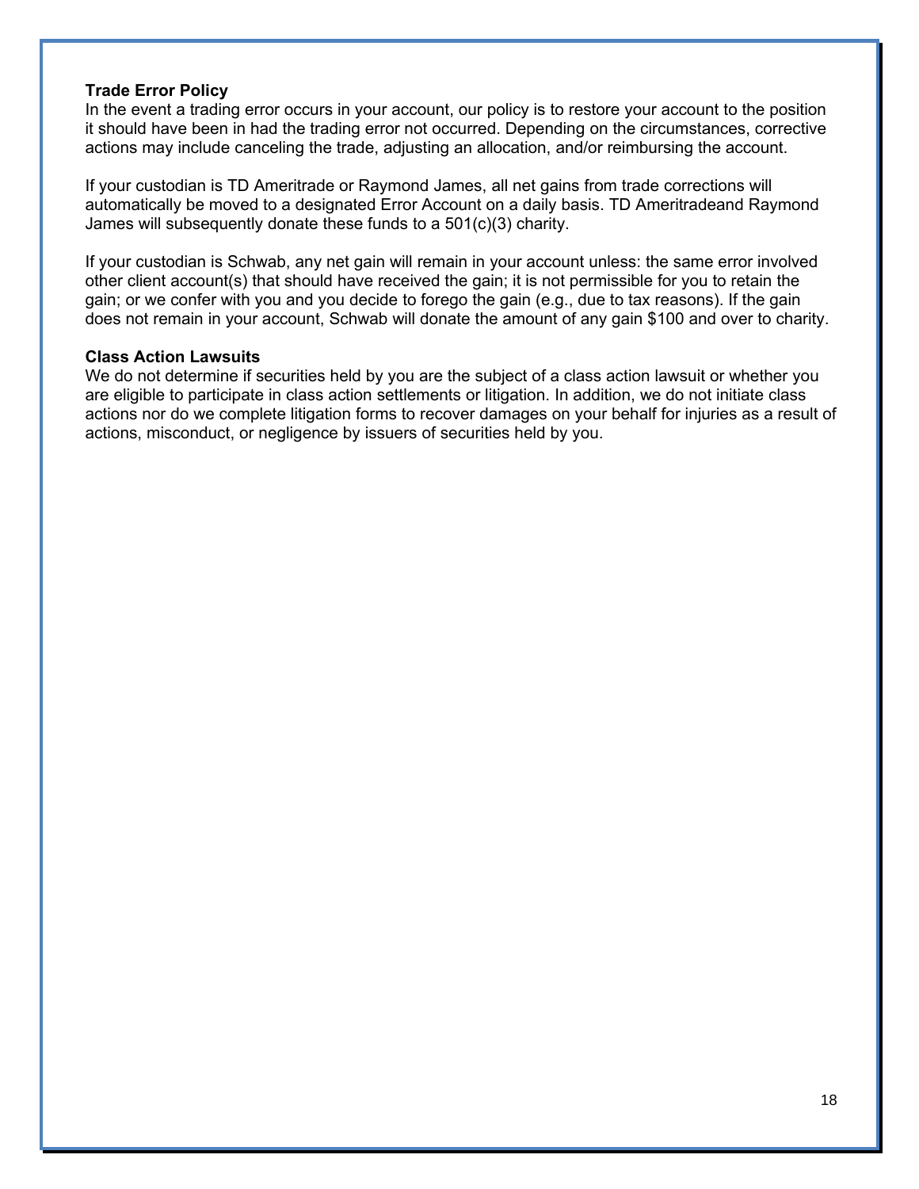**Trade Error Policy**

In the event a trading error occurs in your account, our policy is to restore your account to the position it should have been in had the trading error not occurred. Depending on the circumstances, corrective actions may include canceling the trade, adjusting an allocation, and/or reimbursing the account.

If your custodian is TD Ameritrade or Raymond James, all net gains from trade corrections will automatically be moved to a designated Error Account on a daily basis. TD Ameritradeand Raymond James will subsequently donate these funds to a 501(c)(3) charity.

If your custodian is Schwab, any net gain will remain in your account unless: the same error involved other client account(s) that should have received the gain; it is not permissible for you to retain the gain; or we confer with you and you decide to forego the gain (e.g., due to tax reasons). If the gain does not remain in your account, Schwab will donate the amount of any gain $100 and over to charity.

**Class Action Lawsuits**

We do not determine if securities held by you are the subject of a class action lawsuit or whether you are eligible to participate in class action settlements or litigation. In addition, we do not initiate class actions nor do we complete litigation forms to recover damages on your behalf for injuries as a result of actions, misconduct, or negligence by issuers of securities held by you.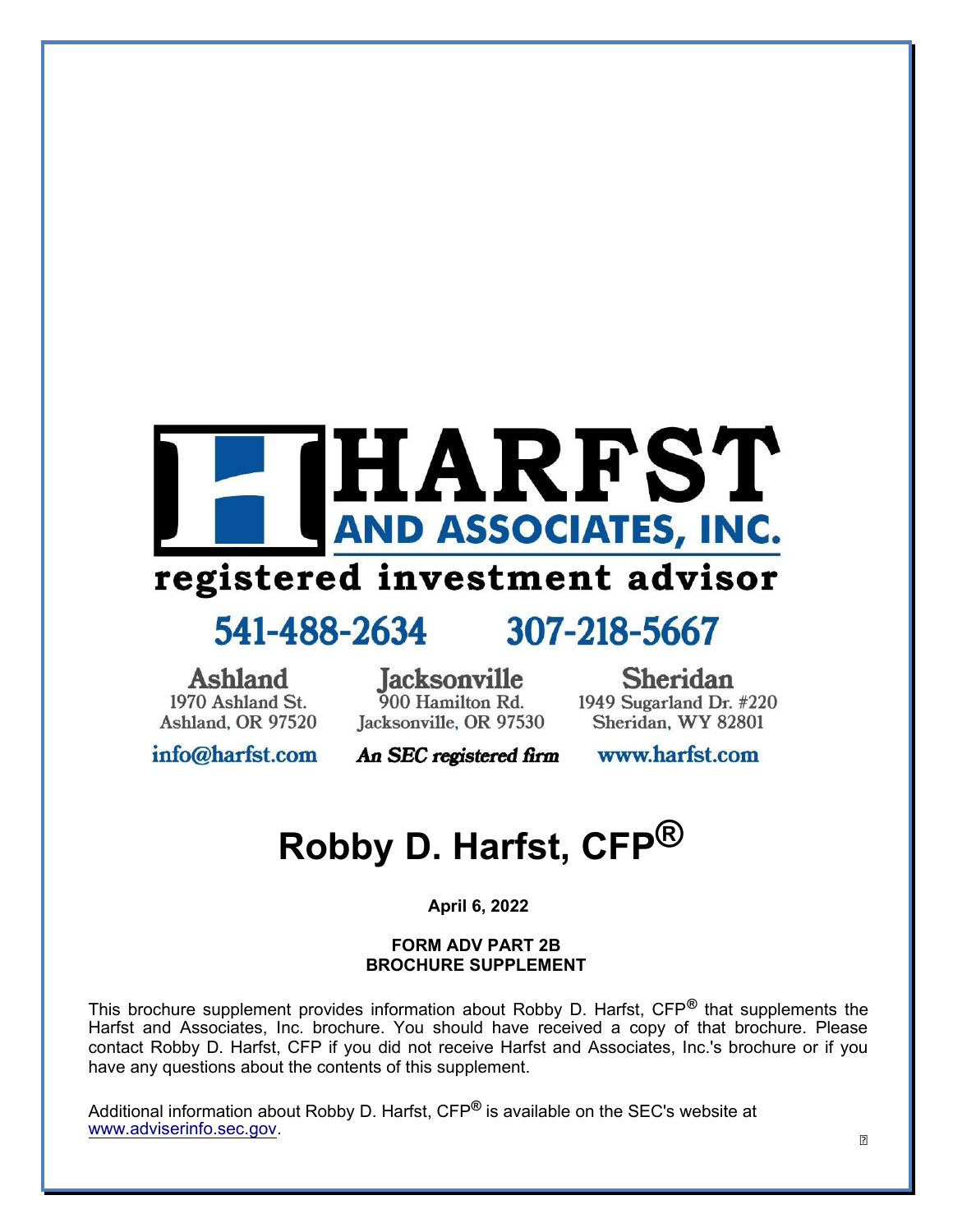# HARFST AND ASSOCIATES, INC.

registered investment advisor

541-488-2634 307-218-5667

**Ashland**
1970 Ashland St.
Ashland, OR 97520

**Jacksonville**
900 Hamilton Rd.
Jacksonville, OR 97530

**Sheridan**
1949 Sugarland Dr. #220
Sheridan, WY 82801

info@harfst.com *An SEC registered firm* www.harfst.com

# Robby D. Harfst, CFP®

**April 6, 2022**

**FORM ADV PART 2B**
**BROCHURE SUPPLEMENT**

This brochure supplement provides information about Robby D. Harfst, CFP® that supplements the Harfst and Associates, Inc. brochure. You should have received a copy of that brochure. Please contact Robby D. Harfst, CFP if you did not receive Harfst and Associates, Inc.'s brochure or if you have any questions about the contents of this supplement.

Additional information about Robby D. Harfst, CFP® is available on the SEC's website at www.adviserinfo.sec.gov.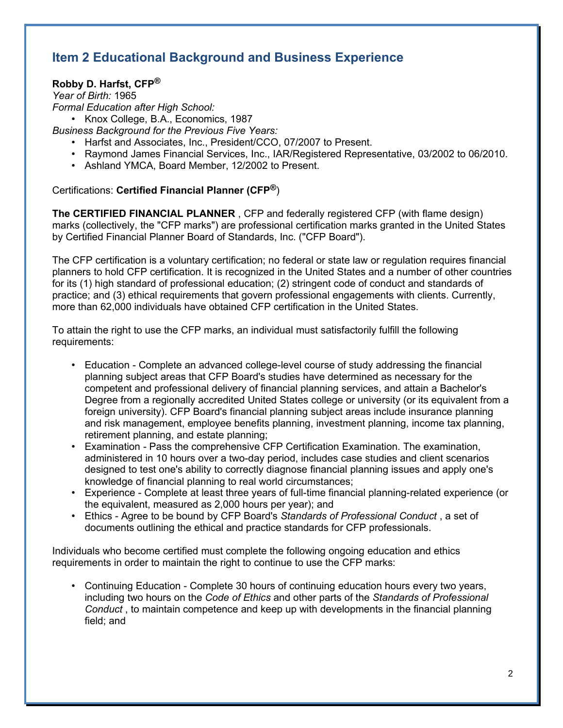## Item 2 Educational Background and Business Experience

**Robby D. Harfst, CFP®**
*Year of Birth:* 1965
*Formal Education after High School:*

- Knox College, B.A., Economics, 1987

*Business Background for the Previous Five Years:*

- Harfst and Associates, Inc., President/CCO, 07/2007 to Present.
- Raymond James Financial Services, Inc., IAR/Registered Representative, 03/2002 to 06/2010.
- Ashland YMCA, Board Member, 12/2002 to Present.

Certifications: **Certified Financial Planner (CFP®)**

**The CERTIFIED FINANCIAL PLANNER** , CFP and federally registered CFP (with flame design) marks (collectively, the "CFP marks") are professional certification marks granted in the United States by Certified Financial Planner Board of Standards, Inc. ("CFP Board").

The CFP certification is a voluntary certification; no federal or state law or regulation requires financial planners to hold CFP certification. It is recognized in the United States and a number of other countries for its (1) high standard of professional education; (2) stringent code of conduct and standards of practice; and (3) ethical requirements that govern professional engagements with clients. Currently, more than 62,000 individuals have obtained CFP certification in the United States.

To attain the right to use the CFP marks, an individual must satisfactorily fulfill the following requirements:

- Education - Complete an advanced college-level course of study addressing the financial planning subject areas that CFP Board's studies have determined as necessary for the competent and professional delivery of financial planning services, and attain a Bachelor's Degree from a regionally accredited United States college or university (or its equivalent from a foreign university). CFP Board's financial planning subject areas include insurance planning and risk management, employee benefits planning, investment planning, income tax planning, retirement planning, and estate planning;
- Examination - Pass the comprehensive CFP Certification Examination. The examination, administered in 10 hours over a two-day period, includes case studies and client scenarios designed to test one's ability to correctly diagnose financial planning issues and apply one's knowledge of financial planning to real world circumstances;
- Experience - Complete at least three years of full-time financial planning-related experience (or the equivalent, measured as 2,000 hours per year); and
- Ethics - Agree to be bound by CFP Board's *Standards of Professional Conduct* , a set of documents outlining the ethical and practice standards for CFP professionals.

Individuals who become certified must complete the following ongoing education and ethics requirements in order to maintain the right to continue to use the CFP marks:

- Continuing Education - Complete 30 hours of continuing education hours every two years, including two hours on the *Code of Ethics* and other parts of the *Standards of Professional Conduct* , to maintain competence and keep up with developments in the financial planning field; and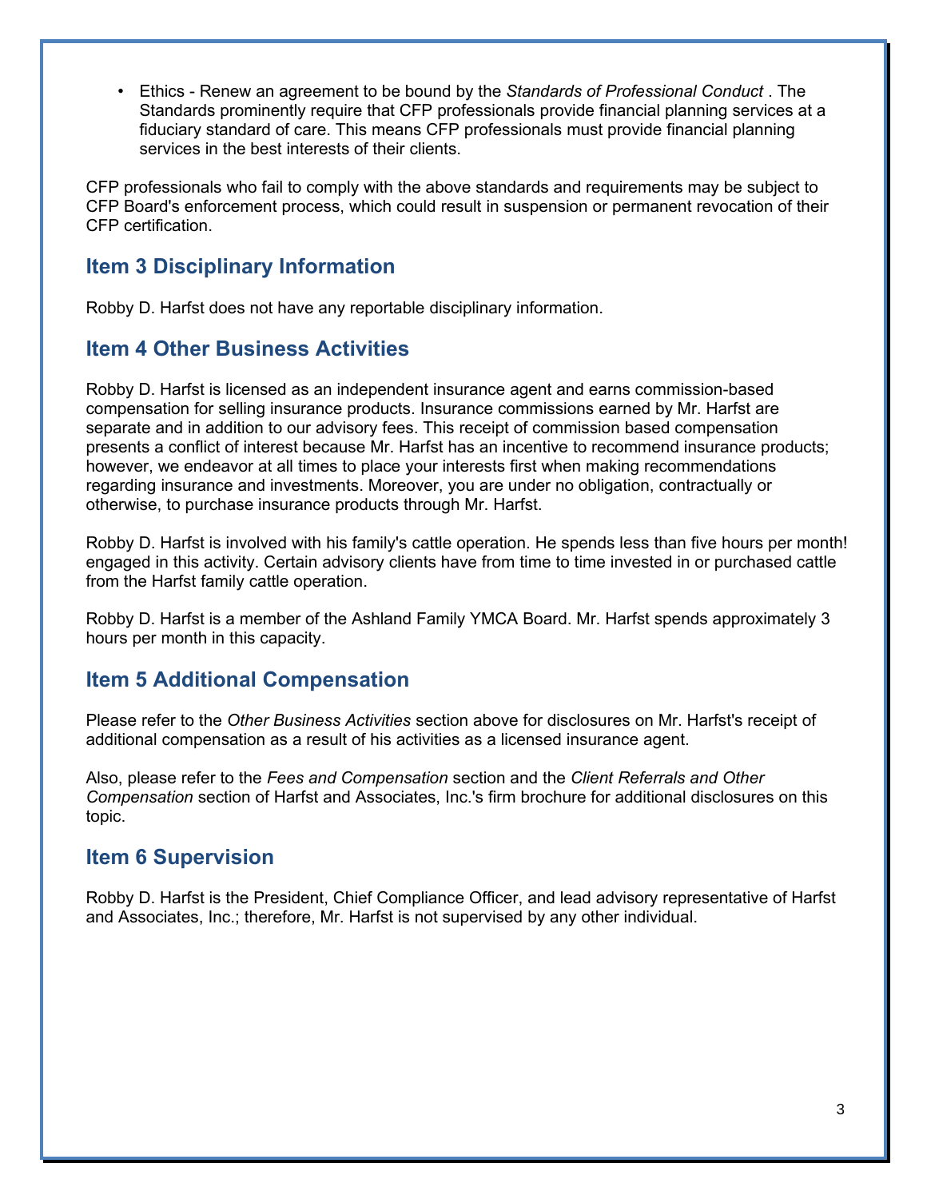- Ethics - Renew an agreement to be bound by the *Standards of Professional Conduct* . The Standards prominently require that CFP professionals provide financial planning services at a fiduciary standard of care. This means CFP professionals must provide financial planning services in the best interests of their clients.

CFP professionals who fail to comply with the above standards and requirements may be subject to CFP Board's enforcement process, which could result in suspension or permanent revocation of their CFP certification.

## Item 3 Disciplinary Information

Robby D. Harfst does not have any reportable disciplinary information.

## Item 4 Other Business Activities

Robby D. Harfst is licensed as an independent insurance agent and earns commission-based compensation for selling insurance products. Insurance commissions earned by Mr. Harfst are separate and in addition to our advisory fees. This receipt of commission based compensation presents a conflict of interest because Mr. Harfst has an incentive to recommend insurance products; however, we endeavor at all times to place your interests first when making recommendations regarding insurance and investments. Moreover, you are under no obligation, contractually or otherwise, to purchase insurance products through Mr. Harfst.

Robby D. Harfst is involved with his family's cattle operation. He spends less than five hours per month! engaged in this activity. Certain advisory clients have from time to time invested in or purchased cattle from the Harfst family cattle operation.

Robby D. Harfst is a member of the Ashland Family YMCA Board. Mr. Harfst spends approximately 3 hours per month in this capacity.

## Item 5 Additional Compensation

Please refer to the *Other Business Activities* section above for disclosures on Mr. Harfst's receipt of additional compensation as a result of his activities as a licensed insurance agent.

Also, please refer to the *Fees and Compensation* section and the *Client Referrals and Other Compensation* section of Harfst and Associates, Inc.'s firm brochure for additional disclosures on this topic.

## Item 6 Supervision

Robby D. Harfst is the President, Chief Compliance Officer, and lead advisory representative of Harfst and Associates, Inc.; therefore, Mr. Harfst is not supervised by any other individual.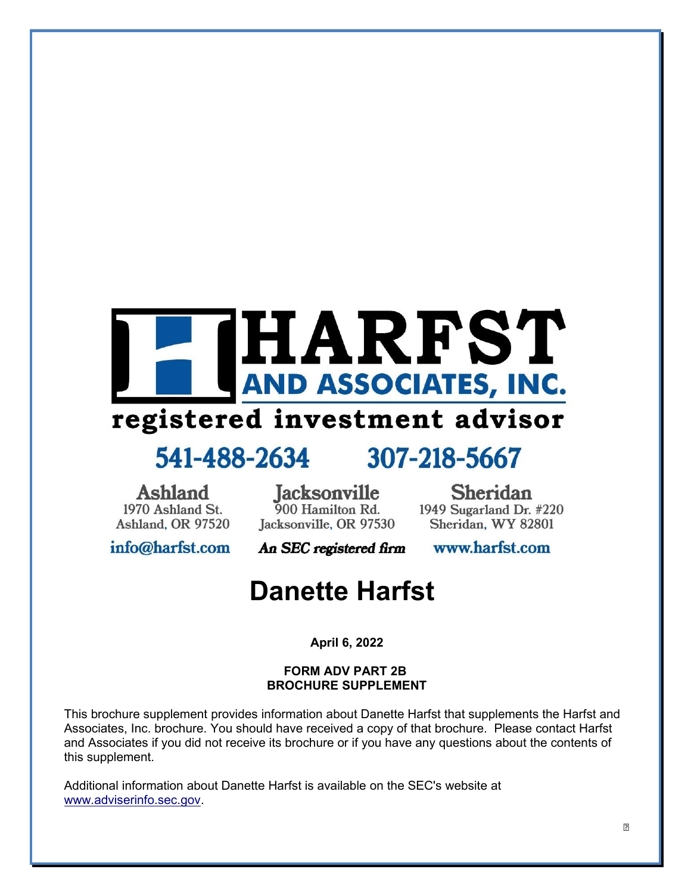# HARFST AND ASSOCIATES, INC.

registered investment advisor

541-488-2634 307-218-5667

| Ashland | Jacksonville | Sheridan |
|---|---|---|
| 1970 Ashland St. | 900 Hamilton Rd. | 1949 Sugarland Dr. #220 |
| Ashland, OR 97520 | Jacksonville, OR 97530 | Sheridan, WY 82801 |

info@harfst.com *An SEC registered firm* www.harfst.com

# Danette Harfst

**April 6, 2022**

**FORM ADV PART 2B**
**BROCHURE SUPPLEMENT**

This brochure supplement provides information about Danette Harfst that supplements the Harfst and Associates, Inc. brochure. You should have received a copy of that brochure. Please contact Harfst and Associates if you did not receive its brochure or if you have any questions about the contents of this supplement.

Additional information about Danette Harfst is available on the SEC's website at [www.adviserinfo.sec.gov](http://www.adviserinfo.sec.gov).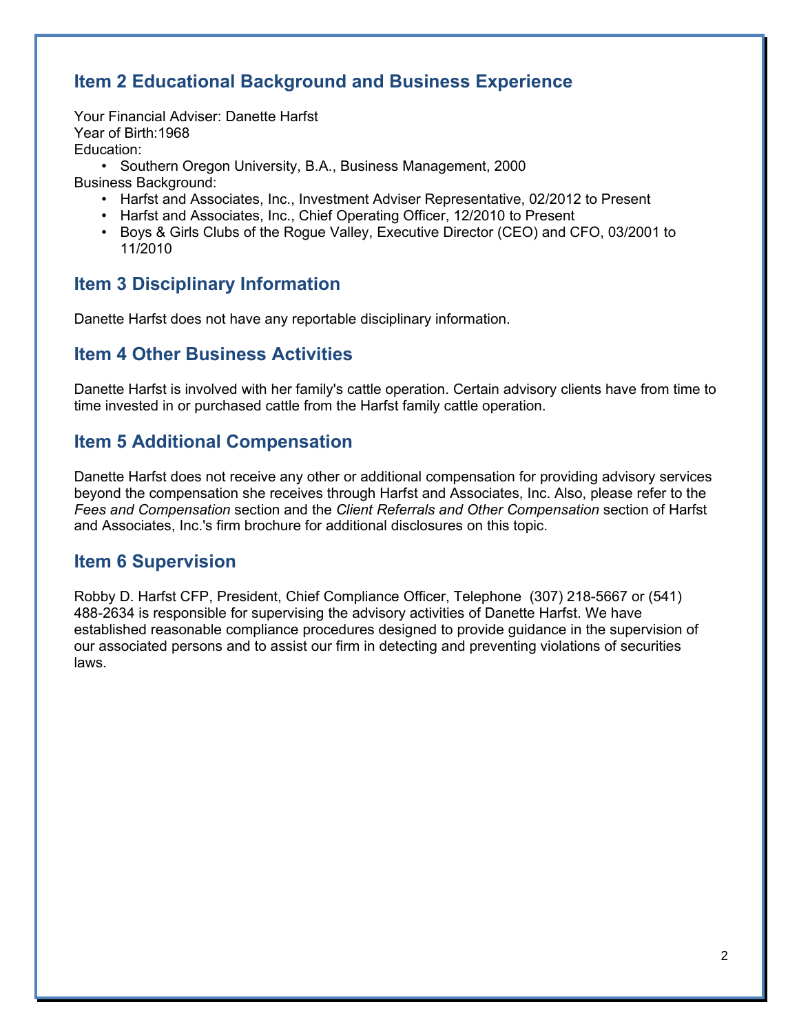## Item 2 Educational Background and Business Experience

Your Financial Adviser: Danette Harfst
Year of Birth:1968
Education:

- Southern Oregon University, B.A., Business Management, 2000

Business Background:

- Harfst and Associates, Inc., Investment Adviser Representative, 02/2012 to Present
- Harfst and Associates, Inc., Chief Operating Officer, 12/2010 to Present
- Boys & Girls Clubs of the Rogue Valley, Executive Director (CEO) and CFO, 03/2001 to 11/2010

## Item 3 Disciplinary Information

Danette Harfst does not have any reportable disciplinary information.

## Item 4 Other Business Activities

Danette Harfst is involved with her family's cattle operation. Certain advisory clients have from time to time invested in or purchased cattle from the Harfst family cattle operation.

## Item 5 Additional Compensation

Danette Harfst does not receive any other or additional compensation for providing advisory services beyond the compensation she receives through Harfst and Associates, Inc. Also, please refer to the *Fees and Compensation* section and the *Client Referrals and Other Compensation* section of Harfst and Associates, Inc.'s firm brochure for additional disclosures on this topic.

## Item 6 Supervision

Robby D. Harfst CFP, President, Chief Compliance Officer, Telephone (307) 218-5667 or (541) 488-2634 is responsible for supervising the advisory activities of Danette Harfst. We have established reasonable compliance procedures designed to provide guidance in the supervision of our associated persons and to assist our firm in detecting and preventing violations of securities laws.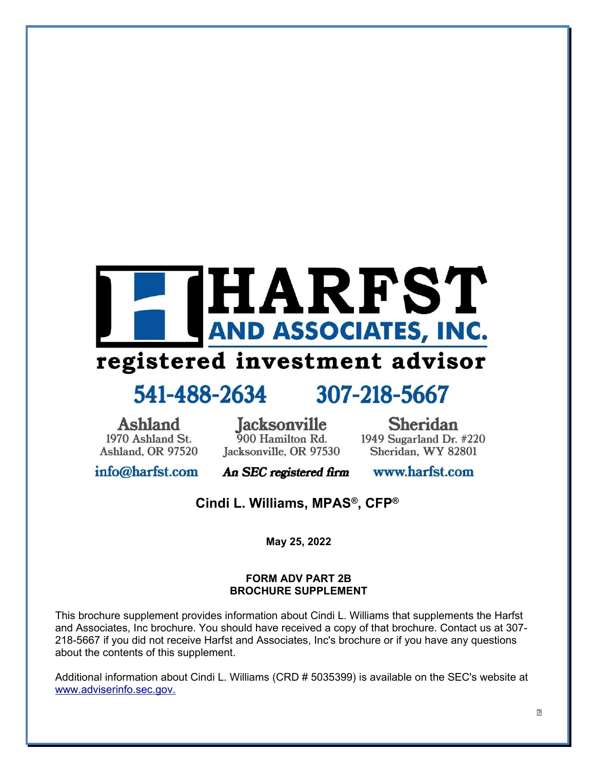# HARFST AND ASSOCIATES, INC.

registered investment advisor

541-488-2634 307-218-5667

| Ashland | Jacksonville | Sheridan |
|---|---|---|
| 1970 Ashland St. | 900 Hamilton Rd. | 1949 Sugarland Dr. #220 |
| Ashland, OR 97520 | Jacksonville, OR 97530 | Sheridan, WY 82801 |

info@harfst.com *An SEC registered firm* www.harfst.com

## Cindi L. Williams, MPAS®, CFP®

**May 25, 2022**

**FORM ADV PART 2B**
**BROCHURE SUPPLEMENT**

This brochure supplement provides information about Cindi L. Williams that supplements the Harfst and Associates, Inc brochure. You should have received a copy of that brochure. Contact us at 307-218-5667 if you did not receive Harfst and Associates, Inc's brochure or if you have any questions about the contents of this supplement.

Additional information about Cindi L. Williams (CRD # 5035399) is available on the SEC's website at www.adviserinfo.sec.gov.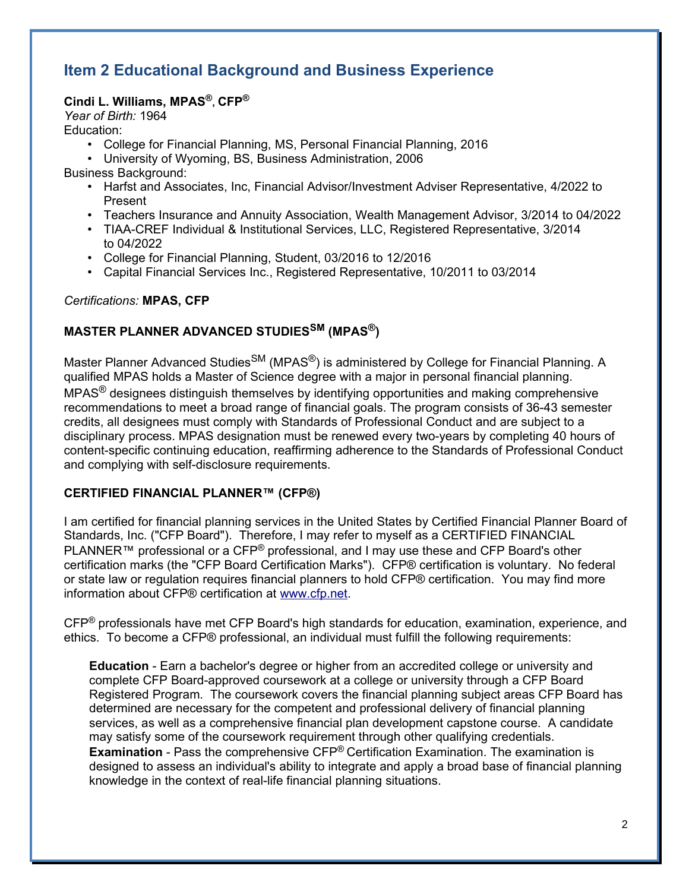## Item 2 Educational Background and Business Experience

**Cindi L. Williams, MPAS®, CFP®**

*Year of Birth:* 1964

Education:

- College for Financial Planning, MS, Personal Financial Planning, 2016
- University of Wyoming, BS, Business Administration, 2006

Business Background:

- Harfst and Associates, Inc, Financial Advisor/Investment Adviser Representative, 4/2022 to Present
- Teachers Insurance and Annuity Association, Wealth Management Advisor, 3/2014 to 04/2022
- TIAA-CREF Individual & Institutional Services, LLC, Registered Representative, 3/2014 to 04/2022
- College for Financial Planning, Student, 03/2016 to 12/2016
- Capital Financial Services Inc., Registered Representative, 10/2011 to 03/2014

*Certifications:* **MPAS, CFP**

### MASTER PLANNER ADVANCED STUDIES℠ (MPAS®)

Master Planner Advanced Studies℠ (MPAS®) is administered by College for Financial Planning. A qualified MPAS holds a Master of Science degree with a major in personal financial planning. MPAS® designees distinguish themselves by identifying opportunities and making comprehensive recommendations to meet a broad range of financial goals. The program consists of 36-43 semester credits, all designees must comply with Standards of Professional Conduct and are subject to a disciplinary process. MPAS designation must be renewed every two-years by completing 40 hours of content-specific continuing education, reaffirming adherence to the Standards of Professional Conduct and complying with self-disclosure requirements.

### CERTIFIED FINANCIAL PLANNER™ (CFP®)

I am certified for financial planning services in the United States by Certified Financial Planner Board of Standards, Inc. ("CFP Board"). Therefore, I may refer to myself as a CERTIFIED FINANCIAL PLANNER™ professional or a CFP® professional, and I may use these and CFP Board's other certification marks (the "CFP Board Certification Marks"). CFP® certification is voluntary. No federal or state law or regulation requires financial planners to hold CFP® certification. You may find more information about CFP® certification at [www.cfp.net](http://www.cfp.net).

CFP® professionals have met CFP Board's high standards for education, examination, experience, and ethics. To become a CFP® professional, an individual must fulfill the following requirements:

**Education** - Earn a bachelor's degree or higher from an accredited college or university and complete CFP Board-approved coursework at a college or university through a CFP Board Registered Program. The coursework covers the financial planning subject areas CFP Board has determined are necessary for the competent and professional delivery of financial planning services, as well as a comprehensive financial plan development capstone course. A candidate may satisfy some of the coursework requirement through other qualifying credentials.

**Examination** - Pass the comprehensive CFP® Certification Examination. The examination is designed to assess an individual's ability to integrate and apply a broad base of financial planning knowledge in the context of real-life financial planning situations.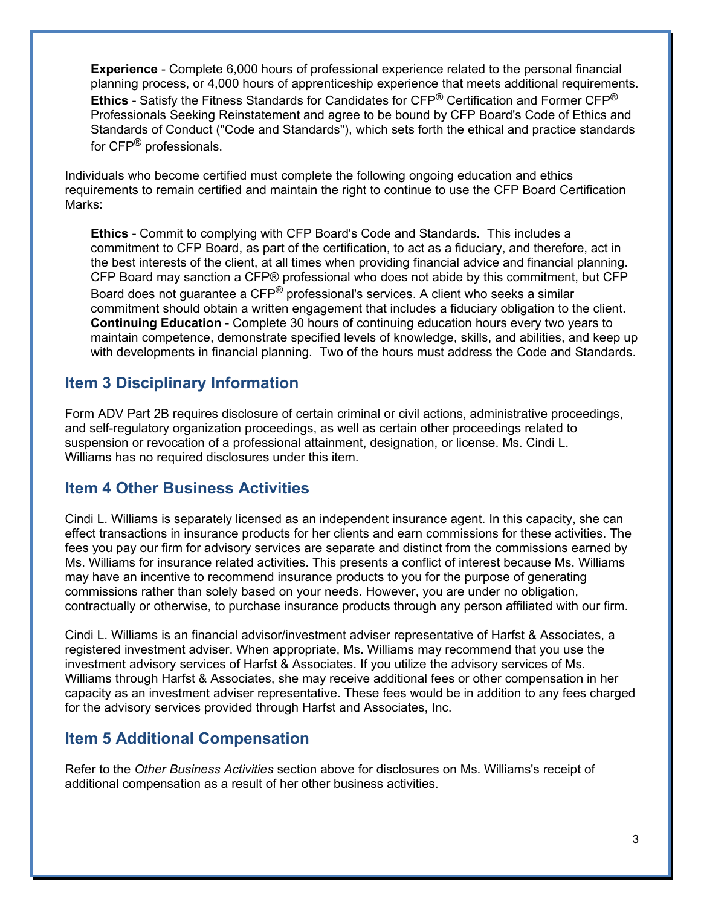**Experience** - Complete 6,000 hours of professional experience related to the personal financial planning process, or 4,000 hours of apprenticeship experience that meets additional requirements.
**Ethics** - Satisfy the Fitness Standards for Candidates for CFP® Certification and Former CFP® Professionals Seeking Reinstatement and agree to be bound by CFP Board's Code of Ethics and Standards of Conduct ("Code and Standards"), which sets forth the ethical and practice standards for CFP® professionals.

Individuals who become certified must complete the following ongoing education and ethics requirements to remain certified and maintain the right to continue to use the CFP Board Certification Marks:

**Ethics** - Commit to complying with CFP Board's Code and Standards. This includes a commitment to CFP Board, as part of the certification, to act as a fiduciary, and therefore, act in the best interests of the client, at all times when providing financial advice and financial planning. CFP Board may sanction a CFP® professional who does not abide by this commitment, but CFP Board does not guarantee a CFP® professional's services. A client who seeks a similar commitment should obtain a written engagement that includes a fiduciary obligation to the client.
**Continuing Education** - Complete 30 hours of continuing education hours every two years to maintain competence, demonstrate specified levels of knowledge, skills, and abilities, and keep up with developments in financial planning. Two of the hours must address the Code and Standards.

## Item 3 Disciplinary Information

Form ADV Part 2B requires disclosure of certain criminal or civil actions, administrative proceedings, and self-regulatory organization proceedings, as well as certain other proceedings related to suspension or revocation of a professional attainment, designation, or license. Ms. Cindi L. Williams has no required disclosures under this item.

## Item 4 Other Business Activities

Cindi L. Williams is separately licensed as an independent insurance agent. In this capacity, she can effect transactions in insurance products for her clients and earn commissions for these activities. The fees you pay our firm for advisory services are separate and distinct from the commissions earned by Ms. Williams for insurance related activities. This presents a conflict of interest because Ms. Williams may have an incentive to recommend insurance products to you for the purpose of generating commissions rather than solely based on your needs. However, you are under no obligation, contractually or otherwise, to purchase insurance products through any person affiliated with our firm.

Cindi L. Williams is an financial advisor/investment adviser representative of Harfst & Associates, a registered investment adviser. When appropriate, Ms. Williams may recommend that you use the investment advisory services of Harfst & Associates. If you utilize the advisory services of Ms. Williams through Harfst & Associates, she may receive additional fees or other compensation in her capacity as an investment adviser representative. These fees would be in addition to any fees charged for the advisory services provided through Harfst and Associates, Inc.

## Item 5 Additional Compensation

Refer to the *Other Business Activities* section above for disclosures on Ms. Williams's receipt of additional compensation as a result of her other business activities.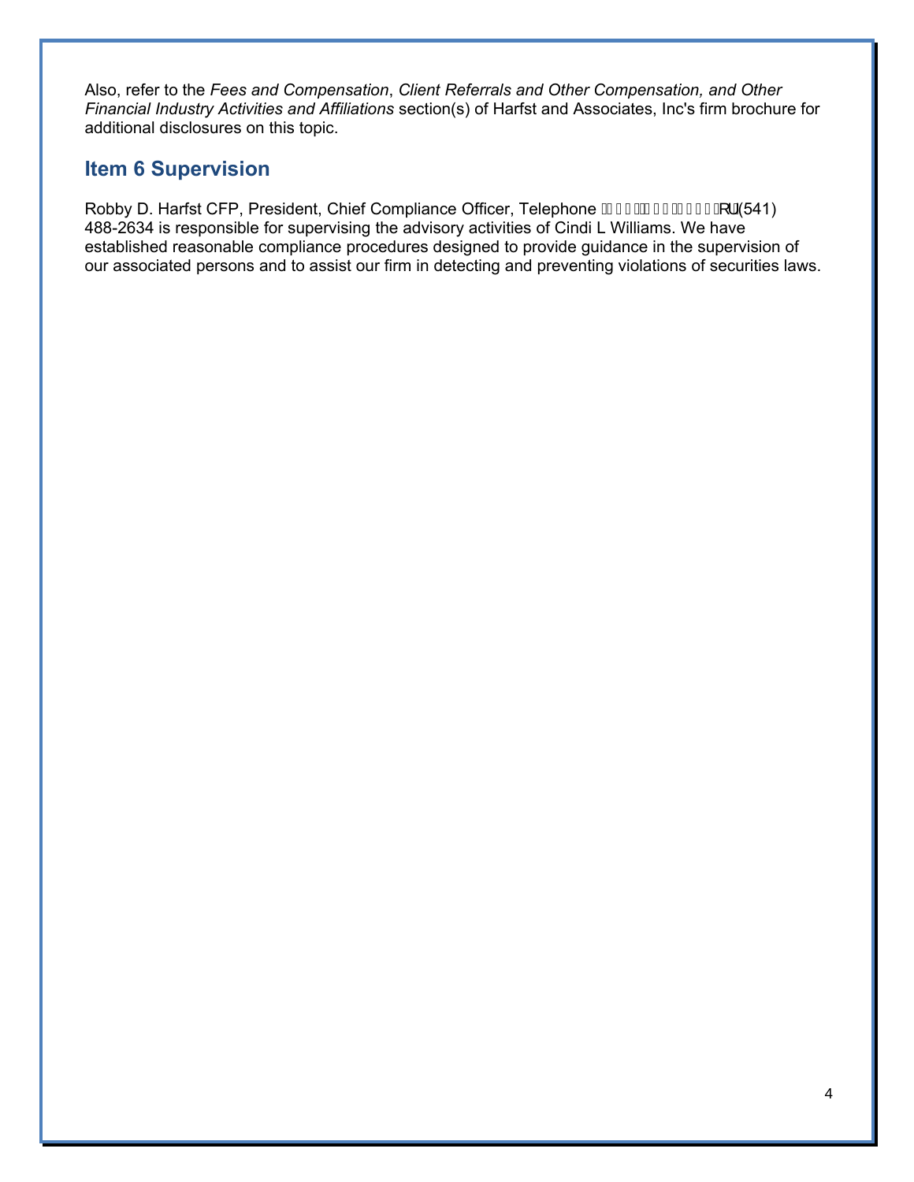Also, refer to the *Fees and Compensation*, *Client Referrals and Other Compensation, and Other Financial Industry Activities and Affiliations* section(s) of Harfst and Associates, Inc's firm brochure for additional disclosures on this topic.

## Item 6 Supervision

Robby D. Harfst CFP, President, Chief Compliance Officer, Telephone or (541) 488-2634 is responsible for supervising the advisory activities of Cindi L Williams. We have established reasonable compliance procedures designed to provide guidance in the supervision of our associated persons and to assist our firm in detecting and preventing violations of securities laws.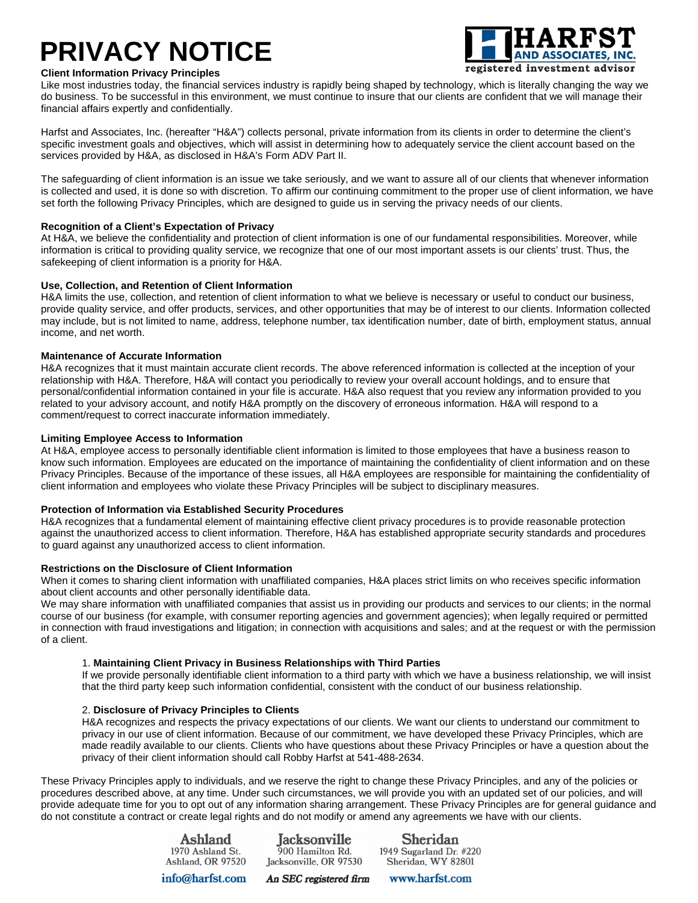# PRIVACY NOTICE

HARFST AND ASSOCIATES, INC.
registered investment advisor

**Client Information Privacy Principles**

Like most industries today, the financial services industry is rapidly being shaped by technology, which is literally changing the way we do business. To be successful in this environment, we must continue to insure that our clients are confident that we will manage their financial affairs expertly and confidentially.

Harfst and Associates, Inc. (hereafter "H&A") collects personal, private information from its clients in order to determine the client's specific investment goals and objectives, which will assist in determining how to adequately service the client account based on the services provided by H&A, as disclosed in H&A's Form ADV Part II.

The safeguarding of client information is an issue we take seriously, and we want to assure all of our clients that whenever information is collected and used, it is done so with discretion. To affirm our continuing commitment to the proper use of client information, we have set forth the following Privacy Principles, which are designed to guide us in serving the privacy needs of our clients.

**Recognition of a Client's Expectation of Privacy**

At H&A, we believe the confidentiality and protection of client information is one of our fundamental responsibilities. Moreover, while information is critical to providing quality service, we recognize that one of our most important assets is our clients' trust. Thus, the safekeeping of client information is a priority for H&A.

**Use, Collection, and Retention of Client Information**

H&A limits the use, collection, and retention of client information to what we believe is necessary or useful to conduct our business, provide quality service, and offer products, services, and other opportunities that may be of interest to our clients. Information collected may include, but is not limited to name, address, telephone number, tax identification number, date of birth, employment status, annual income, and net worth.

**Maintenance of Accurate Information**

H&A recognizes that it must maintain accurate client records. The above referenced information is collected at the inception of your relationship with H&A. Therefore, H&A will contact you periodically to review your overall account holdings, and to ensure that personal/confidential information contained in your file is accurate. H&A also request that you review any information provided to you related to your advisory account, and notify H&A promptly on the discovery of erroneous information. H&A will respond to a comment/request to correct inaccurate information immediately.

**Limiting Employee Access to Information**

At H&A, employee access to personally identifiable client information is limited to those employees that have a business reason to know such information. Employees are educated on the importance of maintaining the confidentiality of client information and on these Privacy Principles. Because of the importance of these issues, all H&A employees are responsible for maintaining the confidentiality of client information and employees who violate these Privacy Principles will be subject to disciplinary measures.

**Protection of Information via Established Security Procedures**

H&A recognizes that a fundamental element of maintaining effective client privacy procedures is to provide reasonable protection against the unauthorized access to client information. Therefore, H&A has established appropriate security standards and procedures to guard against any unauthorized access to client information.

**Restrictions on the Disclosure of Client Information**

When it comes to sharing client information with unaffiliated companies, H&A places strict limits on who receives specific information about client accounts and other personally identifiable data.

We may share information with unaffiliated companies that assist us in providing our products and services to our clients; in the normal course of our business (for example, with consumer reporting agencies and government agencies); when legally required or permitted in connection with fraud investigations and litigation; in connection with acquisitions and sales; and at the request or with the permission of a client.

1. **Maintaining Client Privacy in Business Relationships with Third Parties**
   If we provide personally identifiable client information to a third party with which we have a business relationship, we will insist that the third party keep such information confidential, consistent with the conduct of our business relationship.

2. **Disclosure of Privacy Principles to Clients**
   H&A recognizes and respects the privacy expectations of our clients. We want our clients to understand our commitment to privacy in our use of client information. Because of our commitment, we have developed these Privacy Principles, which are made readily available to our clients. Clients who have questions about these Privacy Principles or have a question about the privacy of their client information should call Robby Harfst at 541-488-2634.

These Privacy Principles apply to individuals, and we reserve the right to change these Privacy Principles, and any of the policies or procedures described above, at any time. Under such circumstances, we will provide you with an updated set of our policies, and will provide adequate time for you to opt out of any information sharing arrangement. These Privacy Principles are for general guidance and do not constitute a contract or create legal rights and do not modify or amend any agreements we have with our clients.

**Ashland**
1970 Ashland St.
Ashland, OR 97520

**Jacksonville**
900 Hamilton Rd.
Jacksonville, OR 97530

**Sheridan**
1949 Sugarland Dr. #220
Sheridan, WY 82801

info@harfst.com *An SEC registered firm* www.harfst.com